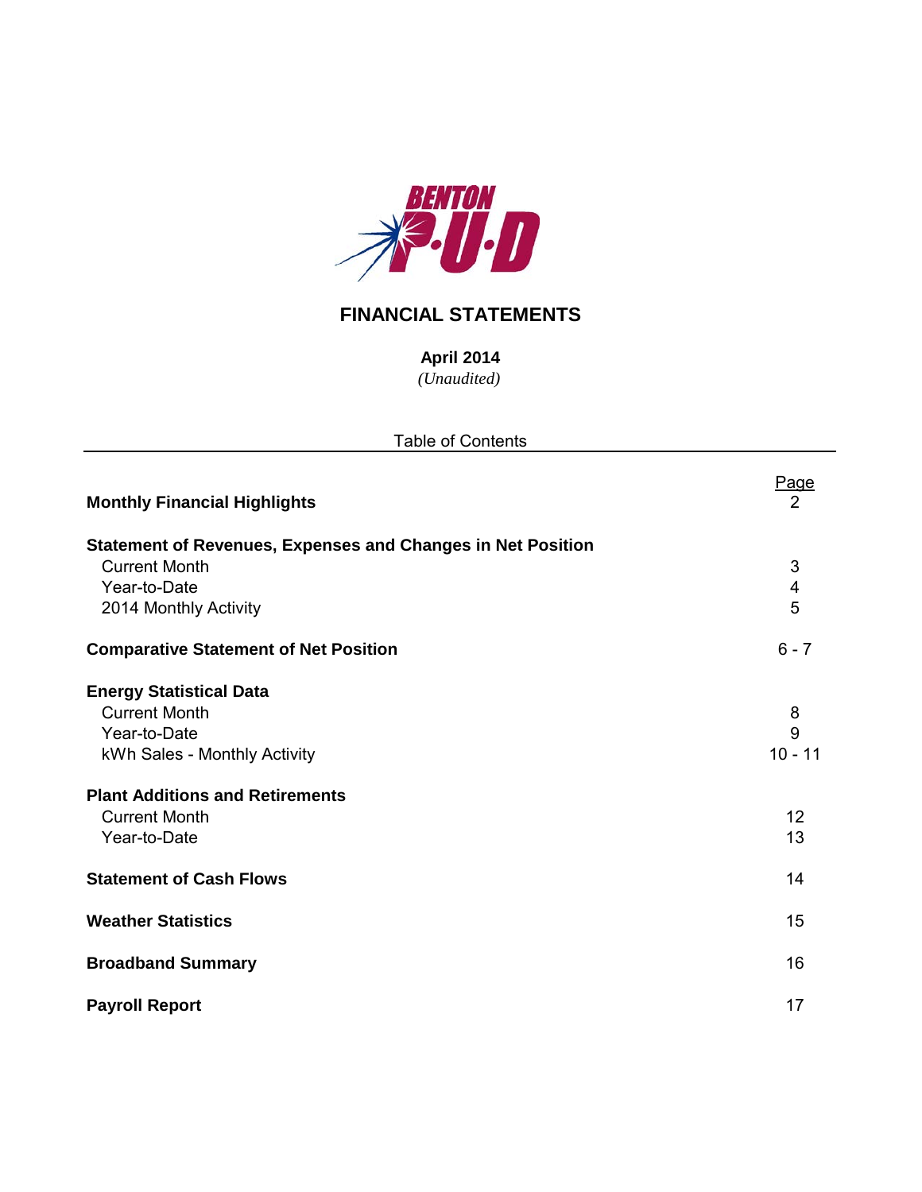BENTON P·U·D

# FINANCIAL STATEMENTS

**April 2014**
*(Unaudited)*

Table of Contents

| | Page |
|---|---|
| **Monthly Financial Highlights** | 2 |
| **Statement of Revenues, Expenses and Changes in Net Position** | |
| Current Month | 3 |
| Year-to-Date | 4 |
| 2014 Monthly Activity | 5 |
| **Comparative Statement of Net Position** | 6 - 7 |
| **Energy Statistical Data** | |
| Current Month | 8 |
| Year-to-Date | 9 |
| kWh Sales - Monthly Activity | 10 - 11 |
| **Plant Additions and Retirements** | |
| Current Month | 12 |
| Year-to-Date | 13 |
| **Statement of Cash Flows** | 14 |
| **Weather Statistics** | 15 |
| **Broadband Summary** | 16 |
| **Payroll Report** | 17 |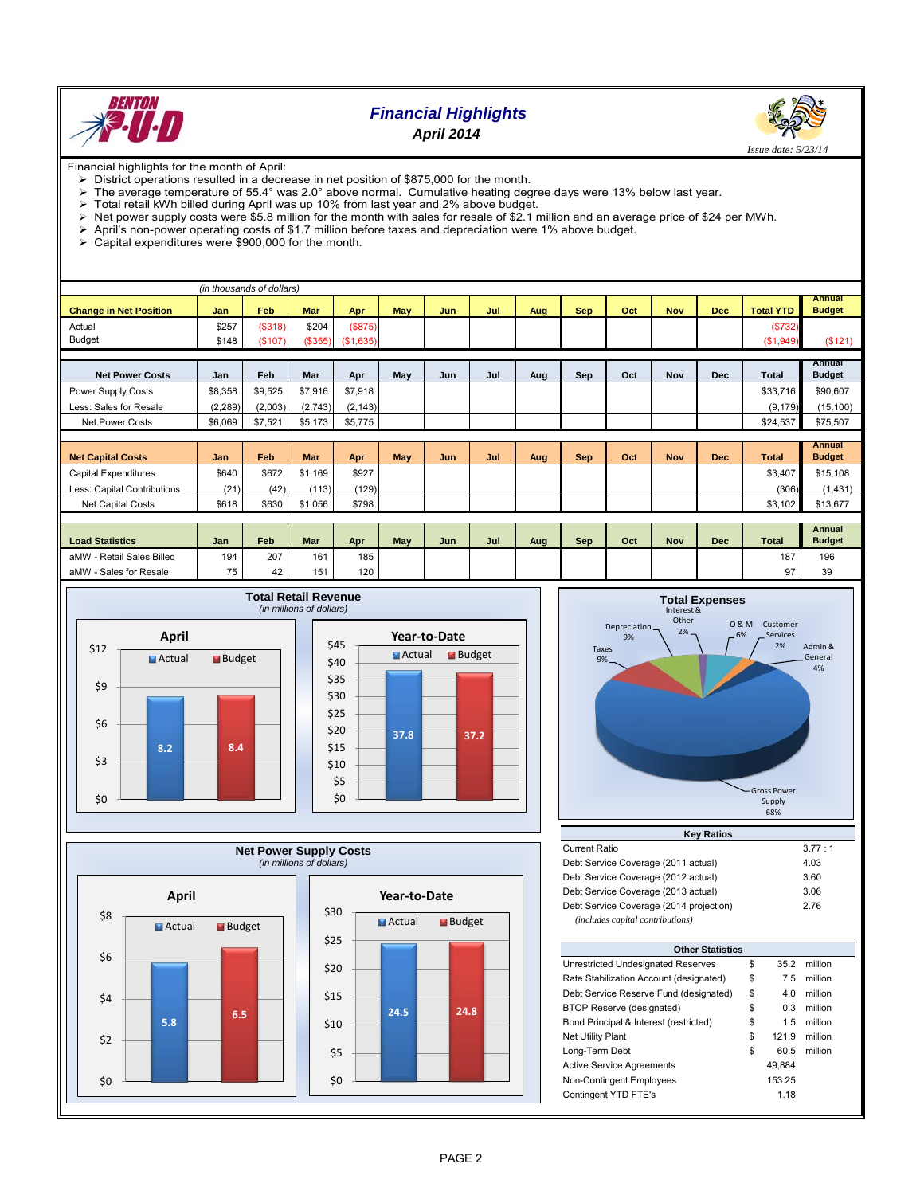# Financial Highlights

### April 2014

*Issue date: 5/23/14*

Financial highlights for the month of April:

- District operations resulted in a decrease in net position of $875,000 for the month.
- The average temperature of 55.4° was 2.0° above normal. Cumulative heating degree days were 13% below last year.
- Total retail kWh billed during April was up 10% from last year and 2% above budget.
- Net power supply costs were $5.8 million for the month with sales for resale of $2.1 million and an average price of $24 per MWh.
- April's non-power operating costs of $1.7 million before taxes and depreciation were 1% above budget.
- Capital expenditures were $900,000 for the month.

*(in thousands of dollars)*

| Change in Net Position | Jan | Feb | Mar | Apr | May | Jun | Jul | Aug | Sep | Oct | Nov | Dec | Total YTD | Annual Budget |
|---|---|---|---|---|---|---|---|---|---|---|---|---|---|---|
| Actual | $257 | ($318) | $204 | ($875) | | | | | | | | | ($732) | |
| Budget | $148 | ($107) | ($355) | ($1,635) | | | | | | | | | ($1,949) | ($121) |

| Net Power Costs | Jan | Feb | Mar | Apr | May | Jun | Jul | Aug | Sep | Oct | Nov | Dec | Total | Annual Budget |
|---|---|---|---|---|---|---|---|---|---|---|---|---|---|---|
| Power Supply Costs | $8,358 | $9,525 | $7,916 | $7,918 | | | | | | | | | $33,716 | $90,607 |
| Less: Sales for Resale | (2,289) | (2,003) | (2,743) | (2,143) | | | | | | | | | (9,179) | (15,100) |
| Net Power Costs | $6,069 | $7,521 | $5,173 | $5,775 | | | | | | | | | $24,537 | $75,507 |

| Net Capital Costs | Jan | Feb | Mar | Apr | May | Jun | Jul | Aug | Sep | Oct | Nov | Dec | Total | Annual Budget |
|---|---|---|---|---|---|---|---|---|---|---|---|---|---|---|
| Capital Expenditures | $640 | $672 | $1,169 | $927 | | | | | | | | | $3,407 | $15,108 |
| Less: Capital Contributions | (21) | (42) | (113) | (129) | | | | | | | | | (306) | (1,431) |
| Net Capital Costs | $618 | $630 | $1,056 | $798 | | | | | | | | | $3,102 | $13,677 |

| Load Statistics | Jan | Feb | Mar | Apr | May | Jun | Jul | Aug | Sep | Oct | Nov | Dec | Total | Annual Budget |
|---|---|---|---|---|---|---|---|---|---|---|---|---|---|---|
| aMW - Retail Sales Billed | 194 | 207 | 161 | 185 | | | | | | | | | 187 | 196 |
| aMW - Sales for Resale | 75 | 42 | 151 | 120 | | | | | | | | | 97 | 39 |

**Total Retail Revenue**
*(in millions of dollars)*

| | Actual | Budget |
|---|---|---|
| April | 8.2 | 8.4 |
| Year-to-Date | 37.8 | 37.2 |

**Total Expenses**

| Category | Percent |
|---|---|
| Gross Power Supply | 68% |
| Taxes | 9% |
| Depreciation | 9% |
| Interest & Other | 2% |
| O & M | 6% |
| Customer Services | 2% |
| Admin & General | 4% |

**Net Power Supply Costs**
*(in millions of dollars)*

| | Actual | Budget |
|---|---|---|
| April | 5.8 | 6.5 |
| Year-to-Date | 24.5 | 24.8 |

**Key Ratios**

| | |
|---|---|
| Current Ratio | 3.77 : 1 |
| Debt Service Coverage (2011 actual) | 4.03 |
| Debt Service Coverage (2012 actual) | 3.60 |
| Debt Service Coverage (2013 actual) | 3.06 |
| Debt Service Coverage (2014 projection) | 2.76 |

*(includes capital contributions)*

**Other Statistics**

| | | | |
|---|---|---|---|
| Unrestricted Undesignated Reserves | $ | 35.2 | million |
| Rate Stabilization Account (designated) | $ | 7.5 | million |
| Debt Service Reserve Fund (designated) | $ | 4.0 | million |
| BTOP Reserve (designated) | $ | 0.3 | million |
| Bond Principal & Interest (restricted) | $ | 1.5 | million |
| Net Utility Plant | $ | 121.9 | million |
| Long-Term Debt | $ | 60.5 | million |
| Active Service Agreements | | 49,884 | |
| Non-Contingent Employees | | 153.25 | |
| Contingent YTD FTE's | | 1.18 | |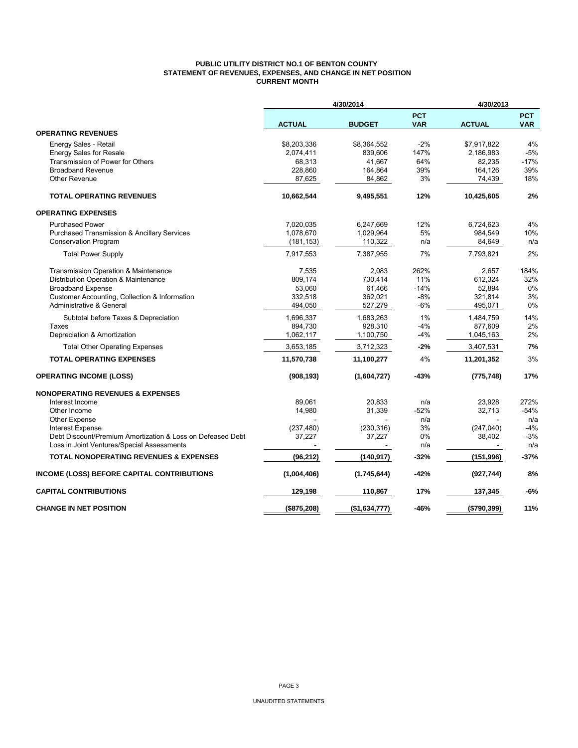**PUBLIC UTILITY DISTRICT NO.1 OF BENTON COUNTY**
**STATEMENT OF REVENUES, EXPENSES, AND CHANGE IN NET POSITION**
**CURRENT MONTH**

| | 4/30/2014 | | | 4/30/2013 | |
|---|---|---|---|---|---|
| | **ACTUAL** | **BUDGET** | **PCT VAR** | **ACTUAL** | **PCT VAR** |
| **OPERATING REVENUES** | | | | | |
| Energy Sales - Retail | $8,203,336 | $8,364,552 | -2% | $7,917,822 | 4% |
| Energy Sales for Resale | 2,074,411 | 839,606 | 147% | 2,186,983 | -5% |
| Transmission of Power for Others | 68,313 | 41,667 | 64% | 82,235 | -17% |
| Broadband Revenue | 228,860 | 164,864 | 39% | 164,126 | 39% |
| Other Revenue | 87,625 | 84,862 | 3% | 74,439 | 18% |
| **TOTAL OPERATING REVENUES** | **10,662,544** | **9,495,551** | **12%** | **10,425,605** | **2%** |
| **OPERATING EXPENSES** | | | | | |
| Purchased Power | 7,020,035 | 6,247,669 | 12% | 6,724,623 | 4% |
| Purchased Transmission & Ancillary Services | 1,078,670 | 1,029,964 | 5% | 984,549 | 10% |
| Conservation Program | (181,153) | 110,322 | n/a | 84,649 | n/a |
| Total Power Supply | 7,917,553 | 7,387,955 | 7% | 7,793,821 | 2% |
| Transmission Operation & Maintenance | 7,535 | 2,083 | 262% | 2,657 | 184% |
| Distribution Operation & Maintenance | 809,174 | 730,414 | 11% | 612,324 | 32% |
| Broadband Expense | 53,060 | 61,466 | -14% | 52,894 | 0% |
| Customer Accounting, Collection & Information | 332,518 | 362,021 | -8% | 321,814 | 3% |
| Administrative & General | 494,050 | 527,279 | -6% | 495,071 | 0% |
| Subtotal before Taxes & Depreciation | 1,696,337 | 1,683,263 | 1% | 1,484,759 | 14% |
| Taxes | 894,730 | 928,310 | -4% | 877,609 | 2% |
| Depreciation & Amortization | 1,062,117 | 1,100,750 | -4% | 1,045,163 | 2% |
| Total Other Operating Expenses | 3,653,185 | 3,712,323 | **-2%** | 3,407,531 | **7%** |
| **TOTAL OPERATING EXPENSES** | **11,570,738** | **11,100,277** | 4% | **11,201,352** | 3% |
| **OPERATING INCOME (LOSS)** | **(908,193)** | **(1,604,727)** | **-43%** | **(775,748)** | **17%** |
| **NONOPERATING REVENUES & EXPENSES** | | | | | |
| Interest Income | 89,061 | 20,833 | n/a | 23,928 | 272% |
| Other Income | 14,980 | 31,339 | -52% | 32,713 | -54% |
| Other Expense | - | - | n/a | - | n/a |
| Interest Expense | (237,480) | (230,316) | 3% | (247,040) | -4% |
| Debt Discount/Premium Amortization & Loss on Defeased Debt | 37,227 | 37,227 | 0% | 38,402 | -3% |
| Loss in Joint Ventures/Special Assessments | - | - | n/a | - | n/a |
| **TOTAL NONOPERATING REVENUES & EXPENSES** | **(96,212)** | **(140,917)** | **-32%** | **(151,996)** | **-37%** |
| **INCOME (LOSS) BEFORE CAPITAL CONTRIBUTIONS** | **(1,004,406)** | **(1,745,644)** | **-42%** | **(927,744)** | **8%** |
| **CAPITAL CONTRIBUTIONS** | **129,198** | **110,867** | **17%** | **137,345** | **-6%** |
| **CHANGE IN NET POSITION** | **($875,208)** | **($1,634,777)** | **-46%** | **($790,399)** | **11%** |

UNAUDITED STATEMENTS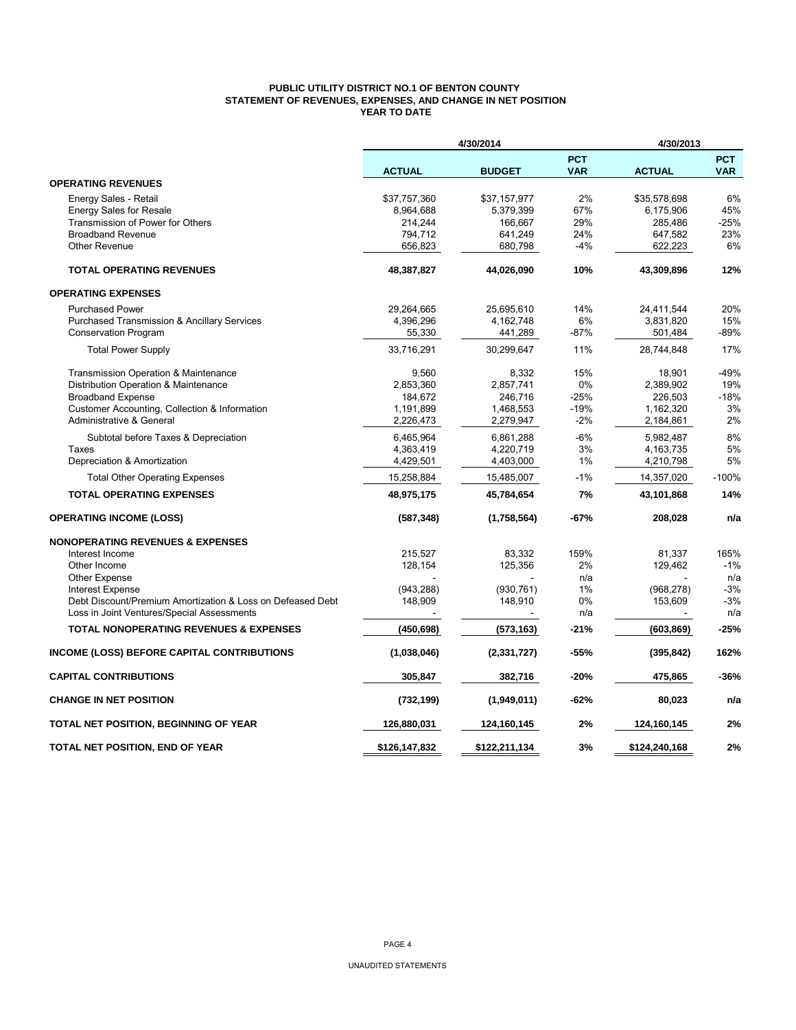# PUBLIC UTILITY DISTRICT NO.1 OF BENTON COUNTY
## STATEMENT OF REVENUES, EXPENSES, AND CHANGE IN NET POSITION
### YEAR TO DATE

| | 4/30/2014 | | | 4/30/2013 | |
|---|---|---|---|---|---|
| | **ACTUAL** | **BUDGET** | **PCT VAR** | **ACTUAL** | **PCT VAR** |
| **OPERATING REVENUES** | | | | | |
| Energy Sales - Retail | $37,757,360 | $37,157,977 | 2% | $35,578,698 | 6% |
| Energy Sales for Resale | 8,964,688 | 5,379,399 | 67% | 6,175,906 | 45% |
| Transmission of Power for Others | 214,244 | 166,667 | 29% | 285,486 | -25% |
| Broadband Revenue | 794,712 | 641,249 | 24% | 647,582 | 23% |
| Other Revenue | 656,823 | 680,798 | -4% | 622,223 | 6% |
| **TOTAL OPERATING REVENUES** | **48,387,827** | **44,026,090** | **10%** | **43,309,896** | **12%** |
| **OPERATING EXPENSES** | | | | | |
| Purchased Power | 29,264,665 | 25,695,610 | 14% | 24,411,544 | 20% |
| Purchased Transmission & Ancillary Services | 4,396,296 | 4,162,748 | 6% | 3,831,820 | 15% |
| Conservation Program | 55,330 | 441,289 | -87% | 501,484 | -89% |
| Total Power Supply | 33,716,291 | 30,299,647 | 11% | 28,744,848 | 17% |
| Transmission Operation & Maintenance | 9,560 | 8,332 | 15% | 18,901 | -49% |
| Distribution Operation & Maintenance | 2,853,360 | 2,857,741 | 0% | 2,389,902 | 19% |
| Broadband Expense | 184,672 | 246,716 | -25% | 226,503 | -18% |
| Customer Accounting, Collection & Information | 1,191,899 | 1,468,553 | -19% | 1,162,320 | 3% |
| Administrative & General | 2,226,473 | 2,279,947 | -2% | 2,184,861 | 2% |
| Subtotal before Taxes & Depreciation | 6,465,964 | 6,861,288 | -6% | 5,982,487 | 8% |
| Taxes | 4,363,419 | 4,220,719 | 3% | 4,163,735 | 5% |
| Depreciation & Amortization | 4,429,501 | 4,403,000 | 1% | 4,210,798 | 5% |
| Total Other Operating Expenses | 15,258,884 | 15,485,007 | -1% | 14,357,020 | -100% |
| **TOTAL OPERATING EXPENSES** | **48,975,175** | **45,784,654** | **7%** | **43,101,868** | **14%** |
| **OPERATING INCOME (LOSS)** | **(587,348)** | **(1,758,564)** | **-67%** | **208,028** | **n/a** |
| **NONOPERATING REVENUES & EXPENSES** | | | | | |
| Interest Income | 215,527 | 83,332 | 159% | 81,337 | 165% |
| Other Income | 128,154 | 125,356 | 2% | 129,462 | -1% |
| Other Expense | - | - | n/a | - | n/a |
| Interest Expense | (943,288) | (930,761) | 1% | (968,278) | -3% |
| Debt Discount/Premium Amortization & Loss on Defeased Debt | 148,909 | 148,910 | 0% | 153,609 | -3% |
| Loss in Joint Ventures/Special Assessments | - | - | n/a | - | n/a |
| **TOTAL NONOPERATING REVENUES & EXPENSES** | **(450,698)** | **(573,163)** | **-21%** | **(603,869)** | **-25%** |
| **INCOME (LOSS) BEFORE CAPITAL CONTRIBUTIONS** | **(1,038,046)** | **(2,331,727)** | **-55%** | **(395,842)** | **162%** |
| **CAPITAL CONTRIBUTIONS** | **305,847** | **382,716** | **-20%** | **475,865** | **-36%** |
| **CHANGE IN NET POSITION** | **(732,199)** | **(1,949,011)** | **-62%** | **80,023** | **n/a** |
| **TOTAL NET POSITION, BEGINNING OF YEAR** | **126,880,031** | **124,160,145** | **2%** | **124,160,145** | **2%** |
| **TOTAL NET POSITION, END OF YEAR** | **$126,147,832** | **$122,211,134** | **3%** | **$124,240,168** | **2%** |

UNAUDITED STATEMENTS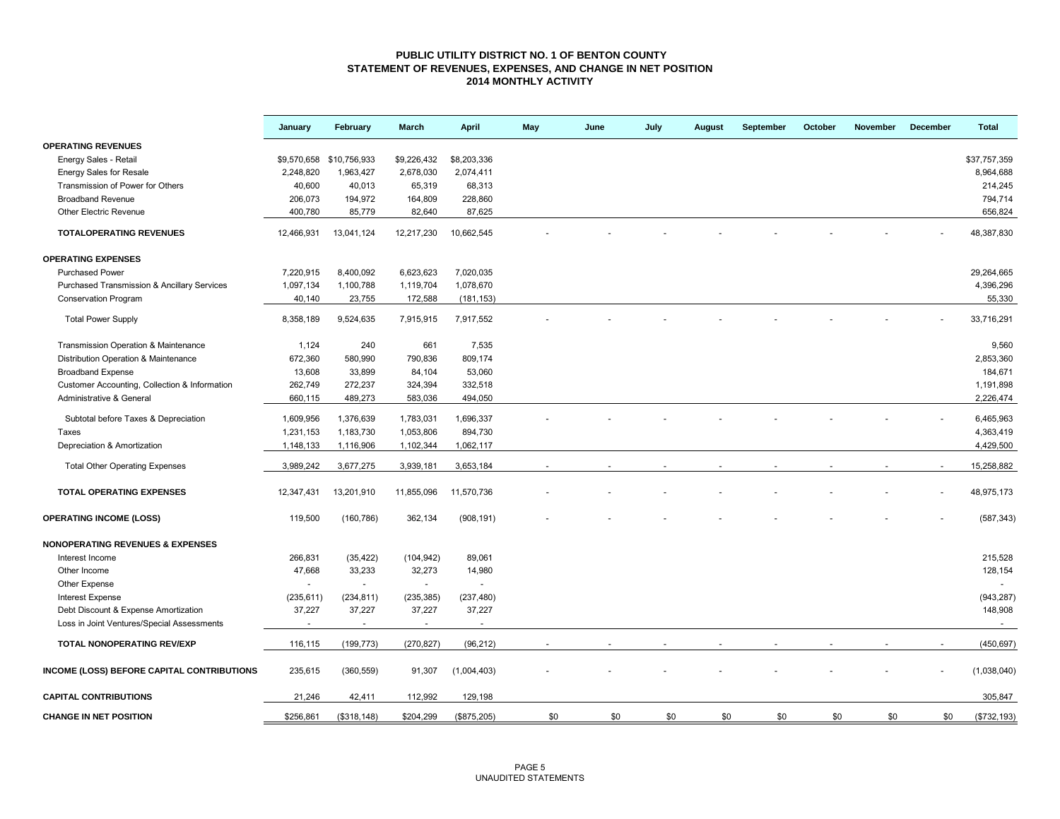# PUBLIC UTILITY DISTRICT NO. 1 OF BENTON COUNTY
## STATEMENT OF REVENUES, EXPENSES, AND CHANGE IN NET POSITION
### 2014 MONTHLY ACTIVITY

| | January | February | March | April | May | June | July | August | September | October | November | December | Total |
|---|---|---|---|---|---|---|---|---|---|---|---|---|---|
| **OPERATING REVENUES** | | | | | | | | | | | | | |
| Energy Sales - Retail | $9,570,658 | $10,756,933 | $9,226,432 | $8,203,336 | | | | | | | | | $37,757,359 |
| Energy Sales for Resale | 2,248,820 | 1,963,427 | 2,678,030 | 2,074,411 | | | | | | | | | 8,964,688 |
| Transmission of Power for Others | 40,600 | 40,013 | 65,319 | 68,313 | | | | | | | | | 214,245 |
| Broadband Revenue | 206,073 | 194,972 | 164,809 | 228,860 | | | | | | | | | 794,714 |
| Other Electric Revenue | 400,780 | 85,779 | 82,640 | 87,625 | | | | | | | | | 656,824 |
| **TOTALOPERATING REVENUES** | 12,466,931 | 13,041,124 | 12,217,230 | 10,662,545 | - | - | - | - | - | - | - | - | 48,387,830 |
| **OPERATING EXPENSES** | | | | | | | | | | | | | |
| Purchased Power | 7,220,915 | 8,400,092 | 6,623,623 | 7,020,035 | | | | | | | | | 29,264,665 |
| Purchased Transmission & Ancillary Services | 1,097,134 | 1,100,788 | 1,119,704 | 1,078,670 | | | | | | | | | 4,396,296 |
| Conservation Program | 40,140 | 23,755 | 172,588 | (181,153) | | | | | | | | | 55,330 |
| Total Power Supply | 8,358,189 | 9,524,635 | 7,915,915 | 7,917,552 | - | - | - | - | - | - | - | - | 33,716,291 |
| Transmission Operation & Maintenance | 1,124 | 240 | 661 | 7,535 | | | | | | | | | 9,560 |
| Distribution Operation & Maintenance | 672,360 | 580,990 | 790,836 | 809,174 | | | | | | | | | 2,853,360 |
| Broadband Expense | 13,608 | 33,899 | 84,104 | 53,060 | | | | | | | | | 184,671 |
| Customer Accounting, Collection & Information | 262,749 | 272,237 | 324,394 | 332,518 | | | | | | | | | 1,191,898 |
| Administrative & General | 660,115 | 489,273 | 583,036 | 494,050 | | | | | | | | | 2,226,474 |
| Subtotal before Taxes & Depreciation | 1,609,956 | 1,376,639 | 1,783,031 | 1,696,337 | - | - | - | - | - | - | - | - | 6,465,963 |
| Taxes | 1,231,153 | 1,183,730 | 1,053,806 | 894,730 | | | | | | | | | 4,363,419 |
| Depreciation & Amortization | 1,148,133 | 1,116,906 | 1,102,344 | 1,062,117 | | | | | | | | | 4,429,500 |
| Total Other Operating Expenses | 3,989,242 | 3,677,275 | 3,939,181 | 3,653,184 | - | - | - | - | - | - | - | - | 15,258,882 |
| **TOTAL OPERATING EXPENSES** | 12,347,431 | 13,201,910 | 11,855,096 | 11,570,736 | - | - | - | - | - | - | - | - | 48,975,173 |
| **OPERATING INCOME (LOSS)** | 119,500 | (160,786) | 362,134 | (908,191) | - | - | - | - | - | - | - | - | (587,343) |
| **NONOPERATING REVENUES & EXPENSES** | | | | | | | | | | | | | |
| Interest Income | 266,831 | (35,422) | (104,942) | 89,061 | | | | | | | | | 215,528 |
| Other Income | 47,668 | 33,233 | 32,273 | 14,980 | | | | | | | | | 128,154 |
| Other Expense | - | - | - | - | | | | | | | | | - |
| Interest Expense | (235,611) | (234,811) | (235,385) | (237,480) | | | | | | | | | (943,287) |
| Debt Discount & Expense Amortization | 37,227 | 37,227 | 37,227 | 37,227 | | | | | | | | | 148,908 |
| Loss in Joint Ventures/Special Assessments | - | - | - | - | | | | | | | | | - |
| **TOTAL NONOPERATING REV/EXP** | 116,115 | (199,773) | (270,827) | (96,212) | - | - | - | - | - | - | - | - | (450,697) |
| **INCOME (LOSS) BEFORE CAPITAL CONTRIBUTIONS** | 235,615 | (360,559) | 91,307 | (1,004,403) | - | - | - | - | - | - | - | - | (1,038,040) |
| **CAPITAL CONTRIBUTIONS** | 21,246 | 42,411 | 112,992 | 129,198 | | | | | | | | | 305,847 |
| **CHANGE IN NET POSITION** | $256,861 | ($318,148) | $204,299 | ($875,205) | $0 | $0 | $0 | $0 | $0 | $0 | $0 | $0 | ($732,193) |

UNAUDITED STATEMENTS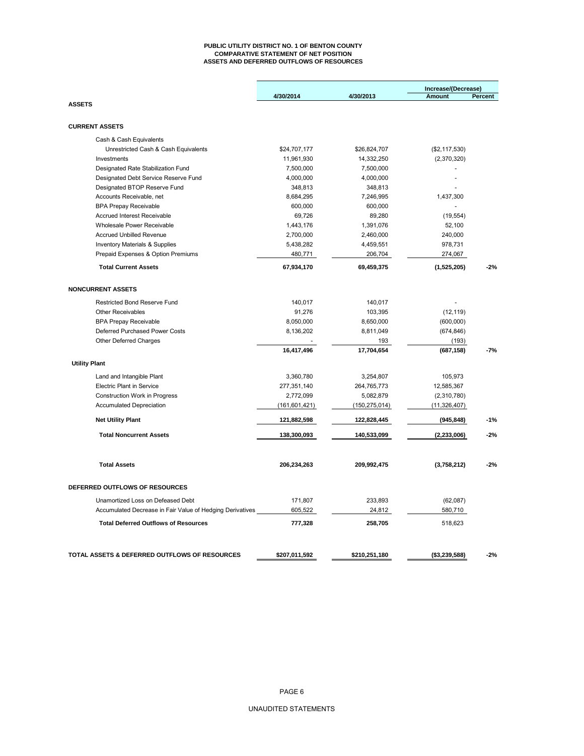**PUBLIC UTILITY DISTRICT NO. 1 OF BENTON COUNTY**
**COMPARATIVE STATEMENT OF NET POSITION**
**ASSETS AND DEFERRED OUTFLOWS OF RESOURCES**

| | 4/30/2014 | 4/30/2013 | Increase/(Decrease) Amount | Percent |
|---|---|---|---|---|
| **ASSETS** | | | | |
| **CURRENT ASSETS** | | | | |
| Cash & Cash Equivalents | | | | |
| Unrestricted Cash & Cash Equivalents | $24,707,177 | $26,824,707 | ($2,117,530) | |
| Investments | 11,961,930 | 14,332,250 | (2,370,320) | |
| Designated Rate Stabilization Fund | 7,500,000 | 7,500,000 | - | |
| Designated Debt Service Reserve Fund | 4,000,000 | 4,000,000 | - | |
| Designated BTOP Reserve Fund | 348,813 | 348,813 | - | |
| Accounts Receivable, net | 8,684,295 | 7,246,995 | 1,437,300 | |
| BPA Prepay Receivable | 600,000 | 600,000 | - | |
| Accrued Interest Receivable | 69,726 | 89,280 | (19,554) | |
| Wholesale Power Receivable | 1,443,176 | 1,391,076 | 52,100 | |
| Accrued Unbilled Revenue | 2,700,000 | 2,460,000 | 240,000 | |
| Inventory Materials & Supplies | 5,438,282 | 4,459,551 | 978,731 | |
| Prepaid Expenses & Option Premiums | 480,771 | 206,704 | 274,067 | |
| **Total Current Assets** | **67,934,170** | **69,459,375** | **(1,525,205)** | **-2%** |
| **NONCURRENT ASSETS** | | | | |
| Restricted Bond Reserve Fund | 140,017 | 140,017 | - | |
| Other Receivables | 91,276 | 103,395 | (12,119) | |
| BPA Prepay Receivable | 8,050,000 | 8,650,000 | (600,000) | |
| Deferred Purchased Power Costs | 8,136,202 | 8,811,049 | (674,846) | |
| Other Deferred Charges | - | 193 | (193) | |
| | **16,417,496** | **17,704,654** | **(687,158)** | **-7%** |
| **Utility Plant** | | | | |
| Land and Intangible Plant | 3,360,780 | 3,254,807 | 105,973 | |
| Electric Plant in Service | 277,351,140 | 264,765,773 | 12,585,367 | |
| Construction Work in Progress | 2,772,099 | 5,082,879 | (2,310,780) | |
| Accumulated Depreciation | (161,601,421) | (150,275,014) | (11,326,407) | |
| **Net Utility Plant** | **121,882,598** | **122,828,445** | **(945,848)** | **-1%** |
| **Total Noncurrent Assets** | **138,300,093** | **140,533,099** | **(2,233,006)** | **-2%** |
| **Total Assets** | **206,234,263** | **209,992,475** | **(3,758,212)** | **-2%** |
| **DEFERRED OUTFLOWS OF RESOURCES** | | | | |
| Unamortized Loss on Defeased Debt | 171,807 | 233,893 | (62,087) | |
| Accumulated Decrease in Fair Value of Hedging Derivatives | 605,522 | 24,812 | 580,710 | |
| **Total Deferred Outflows of Resources** | **777,328** | **258,705** | 518,623 | |
| **TOTAL ASSETS & DEFERRED OUTFLOWS OF RESOURCES** | **$207,011,592** | **$210,251,180** | **($3,239,588)** | **-2%** |

UNAUDITED STATEMENTS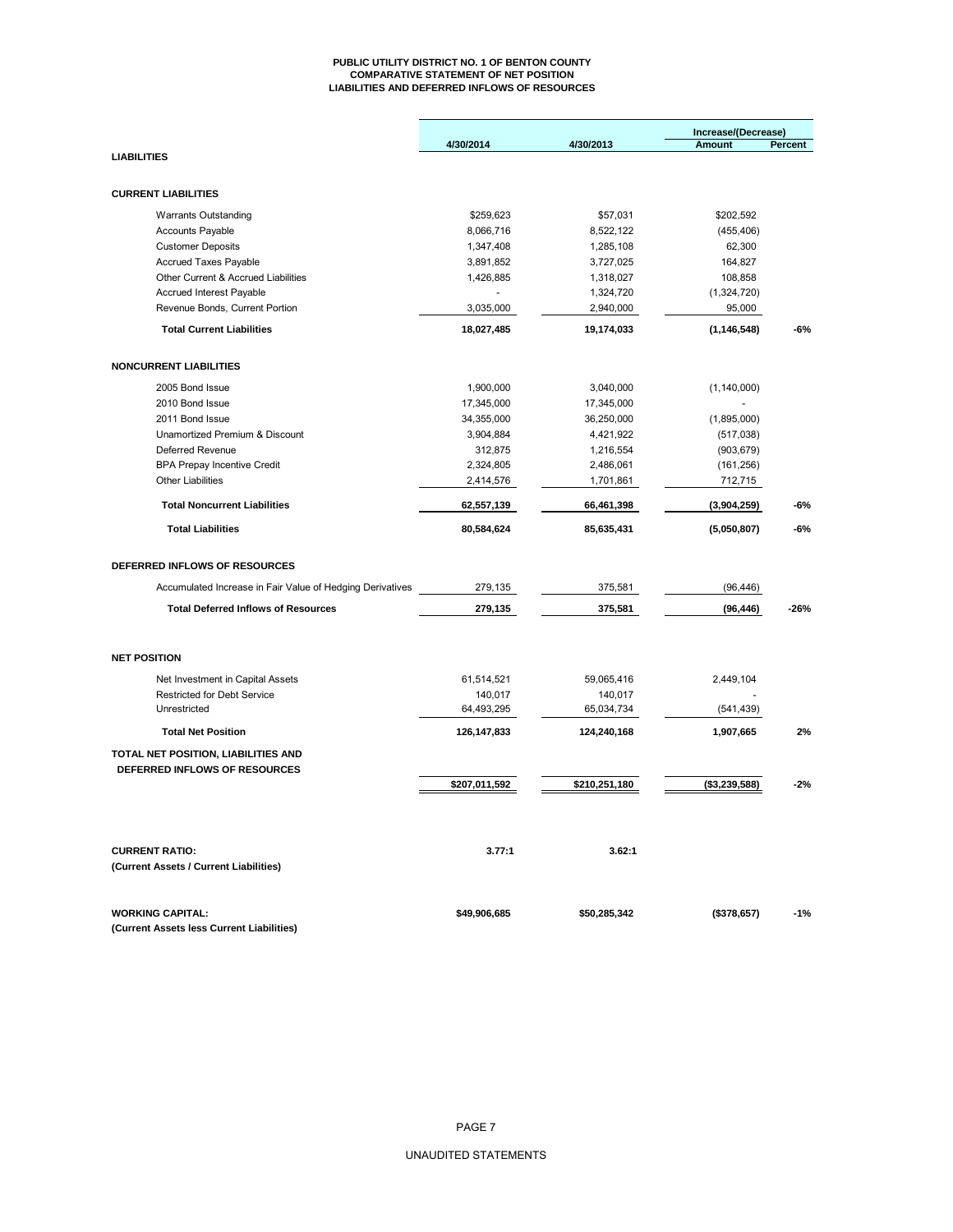**PUBLIC UTILITY DISTRICT NO. 1 OF BENTON COUNTY**
**COMPARATIVE STATEMENT OF NET POSITION**
**LIABILITIES AND DEFERRED INFLOWS OF RESOURCES**

| | 4/30/2014 | 4/30/2013 | Increase/(Decrease) Amount | Percent |
|---|---|---|---|---|
| **LIABILITIES** | | | | |
| **CURRENT LIABILITIES** | | | | |
| Warrants Outstanding | $259,623 | $57,031 | $202,592 | |
| Accounts Payable | 8,066,716 | 8,522,122 | (455,406) | |
| Customer Deposits | 1,347,408 | 1,285,108 | 62,300 | |
| Accrued Taxes Payable | 3,891,852 | 3,727,025 | 164,827 | |
| Other Current & Accrued Liabilities | 1,426,885 | 1,318,027 | 108,858 | |
| Accrued Interest Payable | - | 1,324,720 | (1,324,720) | |
| Revenue Bonds, Current Portion | 3,035,000 | 2,940,000 | 95,000 | |
| **Total Current Liabilities** | **18,027,485** | **19,174,033** | **(1,146,548)** | **-6%** |
| **NONCURRENT LIABILITIES** | | | | |
| 2005 Bond Issue | 1,900,000 | 3,040,000 | (1,140,000) | |
| 2010 Bond Issue | 17,345,000 | 17,345,000 | - | |
| 2011 Bond Issue | 34,355,000 | 36,250,000 | (1,895,000) | |
| Unamortized Premium & Discount | 3,904,884 | 4,421,922 | (517,038) | |
| Deferred Revenue | 312,875 | 1,216,554 | (903,679) | |
| BPA Prepay Incentive Credit | 2,324,805 | 2,486,061 | (161,256) | |
| Other Liabilities | 2,414,576 | 1,701,861 | 712,715 | |
| **Total Noncurrent Liabilities** | **62,557,139** | **66,461,398** | **(3,904,259)** | **-6%** |
| **Total Liabilities** | **80,584,624** | **85,635,431** | **(5,050,807)** | **-6%** |
| **DEFERRED INFLOWS OF RESOURCES** | | | | |
| Accumulated Increase in Fair Value of Hedging Derivatives | 279,135 | 375,581 | (96,446) | |
| **Total Deferred Inflows of Resources** | **279,135** | **375,581** | **(96,446)** | **-26%** |
| **NET POSITION** | | | | |
| Net Investment in Capital Assets | 61,514,521 | 59,065,416 | 2,449,104 | |
| Restricted for Debt Service | 140,017 | 140,017 | - | |
| Unrestricted | 64,493,295 | 65,034,734 | (541,439) | |
| **Total Net Position** | **126,147,833** | **124,240,168** | **1,907,665** | **2%** |
| **TOTAL NET POSITION, LIABILITIES AND DEFERRED INFLOWS OF RESOURCES** | **$207,011,592** | **$210,251,180** | **($3,239,588)** | **-2%** |
| **CURRENT RATIO:** **(Current Assets / Current Liabilities)** | **3.77:1** | **3.62:1** | | |
| **WORKING CAPITAL:** **(Current Assets less Current Liabilities)** | **$49,906,685** | **$50,285,342** | **($378,657)** | **-1%** |

UNAUDITED STATEMENTS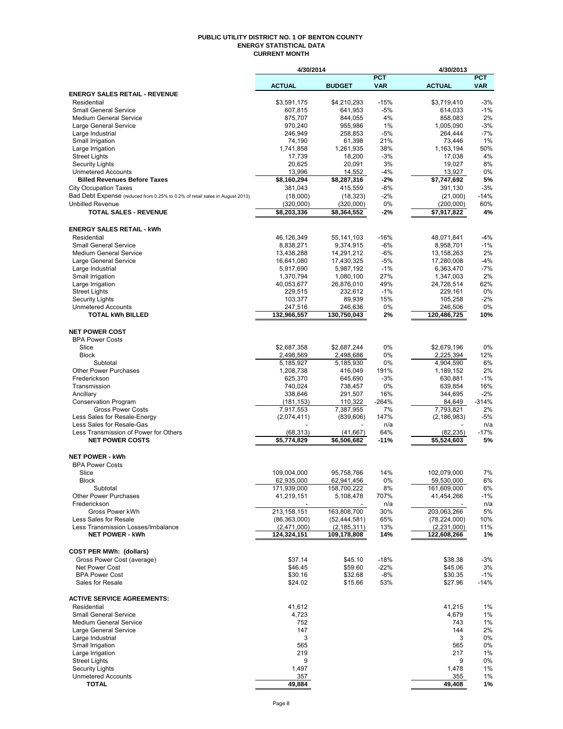# PUBLIC UTILITY DISTRICT NO. 1 OF BENTON COUNTY
## ENERGY STATISTICAL DATA
### CURRENT MONTH

| | 4/30/2014 | | | 4/30/2013 | |
|---|---|---|---|---|---|
| | ACTUAL | BUDGET | PCT VAR | ACTUAL | PCT VAR |
| **ENERGY SALES RETAIL - REVENUE** | | | | | |
| Residential | $3,591,175 | $4,210,293 | -15% | $3,719,410 | -3% |
| Small General Service | 607,815 | 641,953 | -5% | 614,033 | -1% |
| Medium General Service | 875,707 | 844,055 | 4% | 858,083 | 2% |
| Large General Service | 970,240 | 955,986 | 1% | 1,005,090 | -3% |
| Large Industrial | 246,949 | 258,853 | -5% | 264,444 | -7% |
| Small Irrigation | 74,190 | 61,398 | 21% | 73,446 | 1% |
| Large Irrigation | 1,741,858 | 1,261,935 | 38% | 1,163,194 | 50% |
| Street Lights | 17,739 | 18,200 | -3% | 17,038 | 4% |
| Security Lights | 20,625 | 20,091 | 3% | 19,027 | 8% |
| Unmetered Accounts | 13,996 | 14,552 | -4% | 13,927 | 0% |
| **Billed Revenues Before Taxes** | **$8,160,294** | **$8,287,316** | **-2%** | **$7,747,692** | **5%** |
| City Occupation Taxes | 381,043 | 415,559 | -8% | 391,130 | -3% |
| Bad Debt Expense (reduced from 0.25% to 0.2% of retail sales in August 2013) | (18,000) | (18,323) | -2% | (21,000) | -14% |
| Unbilled Revenue | (320,000) | (320,000) | 0% | (200,000) | 60% |
| **TOTAL SALES - REVENUE** | **$8,203,336** | **$8,364,552** | **-2%** | **$7,917,822** | **4%** |
| **ENERGY SALES RETAIL - kWh** | | | | | |
| Residential | 46,126,349 | 55,141,103 | -16% | 48,071,841 | -4% |
| Small General Service | 8,838,271 | 9,374,915 | -6% | 8,958,701 | -1% |
| Medium General Service | 13,438,288 | 14,291,212 | -6% | 13,158,263 | 2% |
| Large General Service | 16,641,080 | 17,430,325 | -5% | 17,280,008 | -4% |
| Large Industrial | 5,917,690 | 5,987,192 | -1% | 6,363,470 | -7% |
| Small Irrigation | 1,370,794 | 1,080,100 | 27% | 1,347,003 | 2% |
| Large Irrigation | 40,053,677 | 26,876,010 | 49% | 24,726,514 | 62% |
| Street Lights | 229,515 | 232,612 | -1% | 229,161 | 0% |
| Security Lights | 103,377 | 89,939 | 15% | 105,258 | -2% |
| Unmetered Accounts | 247,516 | 246,636 | 0% | 246,506 | 0% |
| **TOTAL kWh BILLED** | **132,966,557** | **130,750,043** | **2%** | **120,486,725** | **10%** |
| **NET POWER COST** | | | | | |
| BPA Power Costs | | | | | |
| Slice | $2,687,358 | $2,687,244 | 0% | $2,679,196 | 0% |
| Block | 2,498,569 | 2,498,686 | 0% | 2,225,394 | 12% |
| Subtotal | 5,185,927 | 5,185,930 | 0% | 4,904,590 | 6% |
| Other Power Purchases | 1,208,738 | 416,049 | 191% | 1,189,152 | 2% |
| Frederickson | 625,370 | 645,690 | -3% | 630,881 | -1% |
| Transmission | 740,024 | 738,457 | 0% | 639,854 | 16% |
| Ancillary | 338,646 | 291,507 | 16% | 344,695 | -2% |
| Conservation Program | (181,153) | 110,322 | -264% | 84,649 | -314% |
| Gross Power Costs | 7,917,553 | 7,387,955 | 7% | 7,793,821 | 2% |
| Less Sales for Resale-Energy | (2,074,411) | (839,606) | 147% | (2,186,983) | -5% |
| Less Sales for Resale-Gas | - | - | n/a | - | n/a |
| Less Transmission of Power for Others | (68,313) | (41,667) | 64% | (82,235) | -17% |
| **NET POWER COSTS** | **$5,774,829** | **$6,506,682** | **-11%** | **$5,524,603** | **5%** |
| **NET POWER - kWh** | | | | | |
| BPA Power Costs | | | | | |
| Slice | 109,004,000 | 95,758,766 | 14% | 102,079,000 | 7% |
| Block | 62,935,000 | 62,941,456 | 0% | 59,530,000 | 6% |
| Subtotal | 171,939,000 | 158,700,222 | 8% | 161,609,000 | 6% |
| Other Power Purchases | 41,219,151 | 5,108,478 | 707% | 41,454,266 | -1% |
| Frederickson | - | - | n/a | - | n/a |
| Gross Power kWh | 213,158,151 | 163,808,700 | 30% | 203,063,266 | 5% |
| Less Sales for Resale | (86,363,000) | (52,444,581) | 65% | (78,224,000) | 10% |
| Less Transmission Losses/Imbalance | (2,471,000) | (2,185,311) | 13% | (2,231,000) | 11% |
| **NET POWER - kWh** | **124,324,151** | **109,178,808** | **14%** | **122,608,266** | **1%** |
| **COST PER MWh: (dollars)** | | | | | |
| Gross Power Cost (average) | $37.14 | $45.10 | -18% | $38.38 | -3% |
| Net Power Cost | $46.45 | $59.60 | -22% | $45.06 | 3% |
| BPA Power Cost | $30.16 | $32.68 | -8% | $30.35 | -1% |
| Sales for Resale | $24.02 | $15.66 | 53% | $27.96 | -14% |
| **ACTIVE SERVICE AGREEMENTS:** | | | | | |
| Residential | 41,612 | | | 41,215 | 1% |
| Small General Service | 4,723 | | | 4,679 | 1% |
| Medium General Service | 752 | | | 743 | 1% |
| Large General Service | 147 | | | 144 | 2% |
| Large Industrial | 3 | | | 3 | 0% |
| Small Irrigation | 565 | | | 565 | 0% |
| Large Irrigation | 219 | | | 217 | 1% |
| Street Lights | 9 | | | 9 | 0% |
| Security Lights | 1,497 | | | 1,478 | 1% |
| Unmetered Accounts | 357 | | | 355 | 1% |
| **TOTAL** | **49,884** | | | **49,408** | **1%** |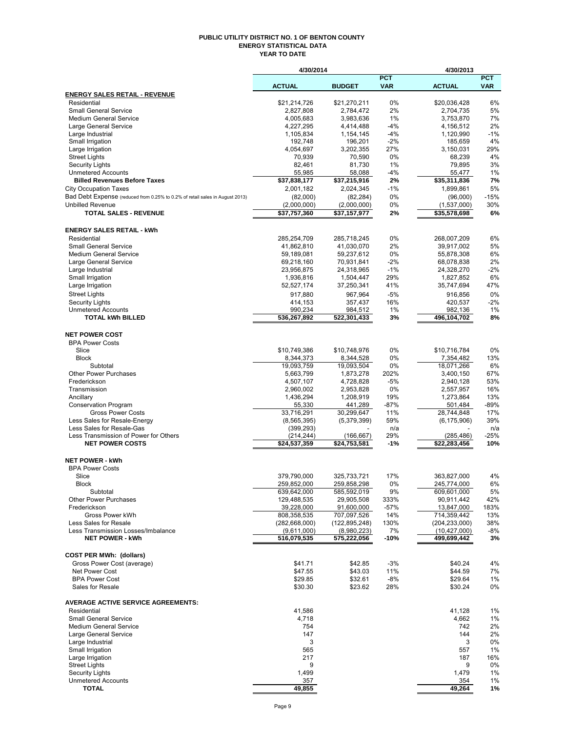# PUBLIC UTILITY DISTRICT NO. 1 OF BENTON COUNTY
## ENERGY STATISTICAL DATA
### YEAR TO DATE

| | 4/30/2014 | | | 4/30/2013 | |
|---|---|---|---|---|---|
| | ACTUAL | BUDGET | PCT VAR | ACTUAL | PCT VAR |
| **ENERGY SALES RETAIL - REVENUE** | | | | | |
| Residential | $21,214,726 | $21,270,211 | 0% | $20,036,428 | 6% |
| Small General Service | 2,827,808 | 2,784,472 | 2% | 2,704,735 | 5% |
| Medium General Service | 4,005,683 | 3,983,636 | 1% | 3,753,870 | 7% |
| Large General Service | 4,227,295 | 4,414,488 | -4% | 4,156,512 | 2% |
| Large Industrial | 1,105,834 | 1,154,145 | -4% | 1,120,990 | -1% |
| Small Irrigation | 192,748 | 196,201 | -2% | 185,659 | 4% |
| Large Irrigation | 4,054,697 | 3,202,355 | 27% | 3,150,031 | 29% |
| Street Lights | 70,939 | 70,590 | 0% | 68,239 | 4% |
| Security Lights | 82,461 | 81,730 | 1% | 79,895 | 3% |
| Unmetered Accounts | 55,985 | 58,088 | -4% | 55,477 | 1% |
| **Billed Revenues Before Taxes** | **$37,838,177** | **$37,215,916** | **2%** | **$35,311,836** | **7%** |
| City Occupation Taxes | 2,001,182 | 2,024,345 | -1% | 1,899,861 | 5% |
| Bad Debt Expense (reduced from 0.25% to 0.2% of retail sales in August 2013) | (82,000) | (82,284) | 0% | (96,000) | -15% |
| Unbilled Revenue | (2,000,000) | (2,000,000) | 0% | (1,537,000) | 30% |
| **TOTAL SALES - REVENUE** | **$37,757,360** | **$37,157,977** | **2%** | **$35,578,698** | **6%** |
| **ENERGY SALES RETAIL - kWh** | | | | | |
| Residential | 285,254,709 | 285,718,245 | 0% | 268,007,209 | 6% |
| Small General Service | 41,862,810 | 41,030,070 | 2% | 39,917,002 | 5% |
| Medium General Service | 59,189,081 | 59,237,612 | 0% | 55,878,308 | 6% |
| Large General Service | 69,218,160 | 70,931,841 | -2% | 68,078,838 | 2% |
| Large Industrial | 23,956,875 | 24,318,965 | -1% | 24,328,270 | -2% |
| Small Irrigation | 1,936,816 | 1,504,447 | 29% | 1,827,852 | 6% |
| Large Irrigation | 52,527,174 | 37,250,341 | 41% | 35,747,694 | 47% |
| Street Lights | 917,880 | 967,964 | -5% | 916,856 | 0% |
| Security Lights | 414,153 | 357,437 | 16% | 420,537 | -2% |
| Unmetered Accounts | 990,234 | 984,512 | 1% | 982,136 | 1% |
| **TOTAL kWh BILLED** | **536,267,892** | **522,301,433** | **3%** | **496,104,702** | **8%** |
| **NET POWER COST** | | | | | |
| BPA Power Costs | | | | | |
| Slice | $10,749,386 | $10,748,976 | 0% | $10,716,784 | 0% |
| Block | 8,344,373 | 8,344,528 | 0% | 7,354,482 | 13% |
| Subtotal | 19,093,759 | 19,093,504 | 0% | 18,071,266 | 6% |
| Other Power Purchases | 5,663,799 | 1,873,278 | 202% | 3,400,150 | 67% |
| Frederickson | 4,507,107 | 4,728,828 | -5% | 2,940,128 | 53% |
| Transmission | 2,960,002 | 2,953,828 | 0% | 2,557,957 | 16% |
| Ancillary | 1,436,294 | 1,208,919 | 19% | 1,273,864 | 13% |
| Conservation Program | 55,330 | 441,289 | -87% | 501,484 | -89% |
| Gross Power Costs | 33,716,291 | 30,299,647 | 11% | 28,744,848 | 17% |
| Less Sales for Resale-Energy | (8,565,395) | (5,379,399) | 59% | (6,175,906) | 39% |
| Less Sales for Resale-Gas | (399,293) | - | n/a | - | n/a |
| Less Transmission of Power for Others | (214,244) | (166,667) | 29% | (285,486) | -25% |
| **NET POWER COSTS** | **$24,537,359** | **$24,753,581** | **-1%** | **$22,283,456** | **10%** |
| **NET POWER - kWh** | | | | | |
| BPA Power Costs | | | | | |
| Slice | 379,790,000 | 325,733,721 | 17% | 363,827,000 | 4% |
| Block | 259,852,000 | 259,858,298 | 0% | 245,774,000 | 6% |
| Subtotal | 639,642,000 | 585,592,019 | 9% | 609,601,000 | 5% |
| Other Power Purchases | 129,488,535 | 29,905,508 | 333% | 90,911,442 | 42% |
| Frederickson | 39,228,000 | 91,600,000 | -57% | 13,847,000 | 183% |
| Gross Power kWh | 808,358,535 | 707,097,526 | 14% | 714,359,442 | 13% |
| Less Sales for Resale | (282,668,000) | (122,895,248) | 130% | (204,233,000) | 38% |
| Less Transmission Losses/Imbalance | (9,611,000) | (8,980,223) | 7% | (10,427,000) | -8% |
| **NET POWER - kWh** | **516,079,535** | **575,222,056** | **-10%** | **499,699,442** | **3%** |
| **COST PER MWh: (dollars)** | | | | | |
| Gross Power Cost (average) | $41.71 | $42.85 | -3% | $40.24 | 4% |
| Net Power Cost | $47.55 | $43.03 | 11% | $44.59 | 7% |
| BPA Power Cost | $29.85 | $32.61 | -8% | $29.64 | 1% |
| Sales for Resale | $30.30 | $23.62 | 28% | $30.24 | 0% |
| **AVERAGE ACTIVE SERVICE AGREEMENTS:** | | | | | |
| Residential | 41,586 | | | 41,128 | 1% |
| Small General Service | 4,718 | | | 4,662 | 1% |
| Medium General Service | 754 | | | 742 | 2% |
| Large General Service | 147 | | | 144 | 2% |
| Large Industrial | 3 | | | 3 | 0% |
| Small Irrigation | 565 | | | 557 | 1% |
| Large Irrigation | 217 | | | 187 | 16% |
| Street Lights | 9 | | | 9 | 0% |
| Security Lights | 1,499 | | | 1,479 | 1% |
| Unmetered Accounts | 357 | | | 354 | 1% |
| **TOTAL** | **49,855** | | | **49,264** | **1%** |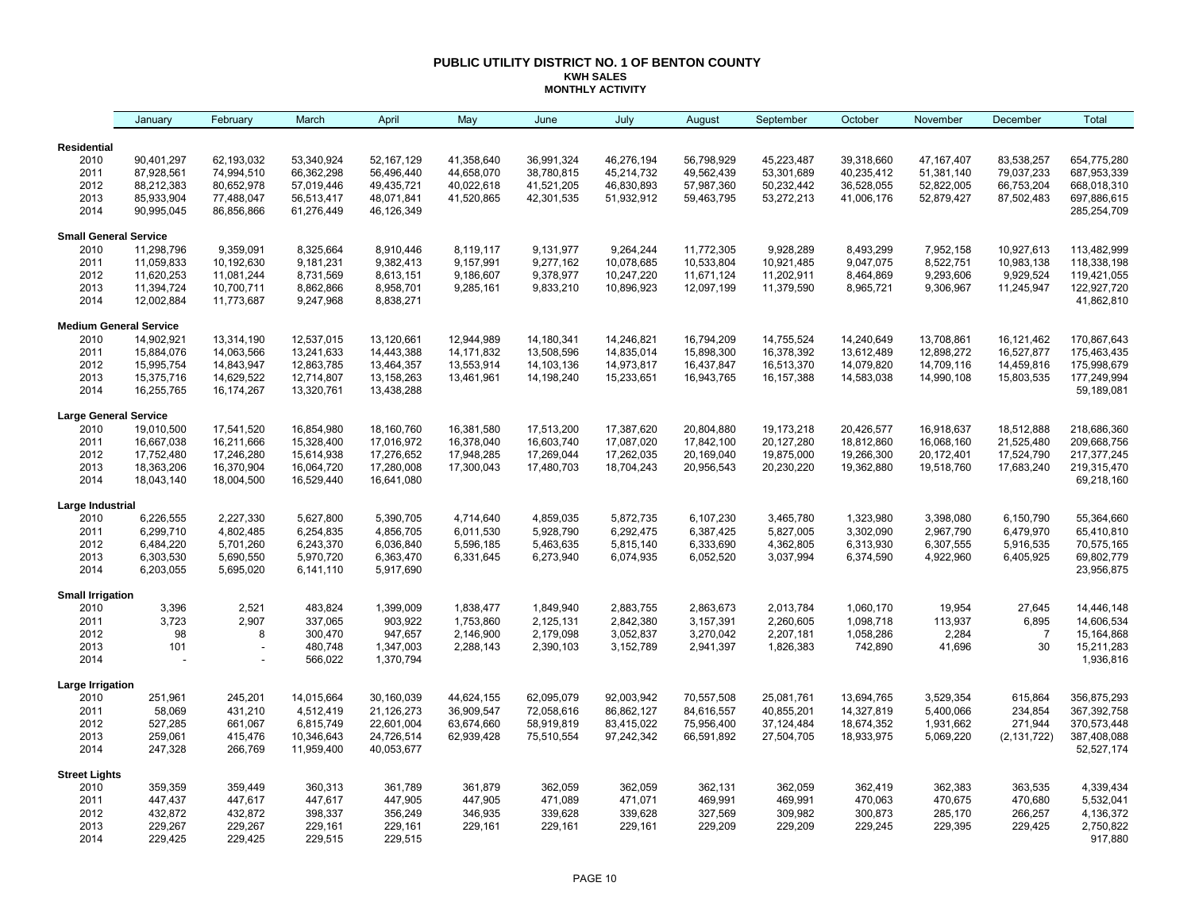# PUBLIC UTILITY DISTRICT NO. 1 OF BENTON COUNTY

## KWH SALES

### MONTHLY ACTIVITY

| | January | February | March | April | May | June | July | August | September | October | November | December | Total |
|---|---|---|---|---|---|---|---|---|---|---|---|---|---|
| **Residential** | | | | | | | | | | | | | |
| 2010 | 90,401,297 | 62,193,032 | 53,340,924 | 52,167,129 | 41,358,640 | 36,991,324 | 46,276,194 | 56,798,929 | 45,223,487 | 39,318,660 | 47,167,407 | 83,538,257 | 654,775,280 |
| 2011 | 87,928,561 | 74,994,510 | 66,362,298 | 56,496,440 | 44,658,070 | 38,780,815 | 45,214,732 | 49,562,439 | 53,301,689 | 40,235,412 | 51,381,140 | 79,037,233 | 687,953,339 |
| 2012 | 88,212,383 | 80,652,978 | 57,019,446 | 49,435,721 | 40,022,618 | 41,521,205 | 46,830,893 | 57,987,360 | 50,232,442 | 36,528,055 | 52,822,005 | 66,753,204 | 668,018,310 |
| 2013 | 85,933,904 | 77,488,047 | 56,513,417 | 48,071,841 | 41,520,865 | 42,301,535 | 51,932,912 | 59,463,795 | 53,272,213 | 41,006,176 | 52,879,427 | 87,502,483 | 697,886,615 |
| 2014 | 90,995,045 | 86,856,866 | 61,276,449 | 46,126,349 | | | | | | | | | 285,254,709 |
| **Small General Service** | | | | | | | | | | | | | |
| 2010 | 11,298,796 | 9,359,091 | 8,325,664 | 8,910,446 | 8,119,117 | 9,131,977 | 9,264,244 | 11,772,305 | 9,928,289 | 8,493,299 | 7,952,158 | 10,927,613 | 113,482,999 |
| 2011 | 11,059,833 | 10,192,630 | 9,181,231 | 9,382,413 | 9,157,991 | 9,277,162 | 10,078,685 | 10,533,804 | 10,921,485 | 9,047,075 | 8,522,751 | 10,983,138 | 118,338,198 |
| 2012 | 11,620,253 | 11,081,244 | 8,731,569 | 8,613,151 | 9,186,607 | 9,378,977 | 10,247,220 | 11,671,124 | 11,202,911 | 8,464,869 | 9,293,606 | 9,929,524 | 119,421,055 |
| 2013 | 11,394,724 | 10,700,711 | 8,862,866 | 8,958,701 | 9,285,161 | 9,833,210 | 10,896,923 | 12,097,199 | 11,379,590 | 8,965,721 | 9,306,967 | 11,245,947 | 122,927,720 |
| 2014 | 12,002,884 | 11,773,687 | 9,247,968 | 8,838,271 | | | | | | | | | 41,862,810 |
| **Medium General Service** | | | | | | | | | | | | | |
| 2010 | 14,902,921 | 13,314,190 | 12,537,015 | 13,120,661 | 12,944,989 | 14,180,341 | 14,246,821 | 16,794,209 | 14,755,524 | 14,240,649 | 13,708,861 | 16,121,462 | 170,867,643 |
| 2011 | 15,884,076 | 14,063,566 | 13,241,633 | 14,443,388 | 14,171,832 | 13,508,596 | 14,835,014 | 15,898,300 | 16,378,392 | 13,612,489 | 12,898,272 | 16,527,877 | 175,463,435 |
| 2012 | 15,995,754 | 14,843,947 | 12,863,785 | 13,464,357 | 13,553,914 | 14,103,136 | 14,973,817 | 16,437,847 | 16,513,370 | 14,079,820 | 14,709,116 | 14,459,816 | 175,998,679 |
| 2013 | 15,375,716 | 14,629,522 | 12,714,807 | 13,158,263 | 13,461,961 | 14,198,240 | 15,233,651 | 16,943,765 | 16,157,388 | 14,583,038 | 14,990,108 | 15,803,535 | 177,249,994 |
| 2014 | 16,255,765 | 16,174,267 | 13,320,761 | 13,438,288 | | | | | | | | | 59,189,081 |
| **Large General Service** | | | | | | | | | | | | | |
| 2010 | 19,010,500 | 17,541,520 | 16,854,980 | 18,160,760 | 16,381,580 | 17,513,200 | 17,387,620 | 20,804,880 | 19,173,218 | 20,426,577 | 16,918,637 | 18,512,888 | 218,686,360 |
| 2011 | 16,667,038 | 16,211,666 | 15,328,400 | 17,016,972 | 16,378,040 | 16,603,740 | 17,087,020 | 17,842,100 | 20,127,280 | 18,812,860 | 16,068,160 | 21,525,480 | 209,668,756 |
| 2012 | 17,752,480 | 17,246,280 | 15,614,938 | 17,276,652 | 17,948,285 | 17,269,044 | 17,262,035 | 20,169,040 | 19,875,000 | 19,266,300 | 20,172,401 | 17,524,790 | 217,377,245 |
| 2013 | 18,363,206 | 16,370,904 | 16,064,720 | 17,280,008 | 17,300,043 | 17,480,703 | 18,704,243 | 20,956,543 | 20,230,220 | 19,362,880 | 19,518,760 | 17,683,240 | 219,315,470 |
| 2014 | 18,043,140 | 18,004,500 | 16,529,440 | 16,641,080 | | | | | | | | | 69,218,160 |
| **Large Industrial** | | | | | | | | | | | | | |
| 2010 | 6,226,555 | 2,227,330 | 5,627,800 | 5,390,705 | 4,714,640 | 4,859,035 | 5,872,735 | 6,107,230 | 3,465,780 | 1,323,980 | 3,398,080 | 6,150,790 | 55,364,660 |
| 2011 | 6,299,710 | 4,802,485 | 6,254,835 | 4,856,705 | 6,011,530 | 5,928,790 | 6,292,475 | 6,387,425 | 5,827,005 | 3,302,090 | 2,967,790 | 6,479,970 | 65,410,810 |
| 2012 | 6,484,220 | 5,701,260 | 6,243,370 | 6,036,840 | 5,596,185 | 5,463,635 | 5,815,140 | 6,333,690 | 4,362,805 | 6,313,930 | 6,307,555 | 5,916,535 | 70,575,165 |
| 2013 | 6,303,530 | 5,690,550 | 5,970,720 | 6,363,470 | 6,331,645 | 6,273,940 | 6,074,935 | 6,052,520 | 3,037,994 | 6,374,590 | 4,922,960 | 6,405,925 | 69,802,779 |
| 2014 | 6,203,055 | 5,695,020 | 6,141,110 | 5,917,690 | | | | | | | | | 23,956,875 |
| **Small Irrigation** | | | | | | | | | | | | | |
| 2010 | 3,396 | 2,521 | 483,824 | 1,399,009 | 1,838,477 | 1,849,940 | 2,883,755 | 2,863,673 | 2,013,784 | 1,060,170 | 19,954 | 27,645 | 14,446,148 |
| 2011 | 3,723 | 2,907 | 337,065 | 903,922 | 1,753,860 | 2,125,131 | 2,842,380 | 3,157,391 | 2,260,605 | 1,098,718 | 113,937 | 6,895 | 14,606,534 |
| 2012 | 98 | 8 | 300,470 | 947,657 | 2,146,900 | 2,179,098 | 3,052,837 | 3,270,042 | 2,207,181 | 1,058,286 | 2,284 | 7 | 15,164,868 |
| 2013 | 101 | - | 480,748 | 1,347,003 | 2,288,143 | 2,390,103 | 3,152,789 | 2,941,397 | 1,826,383 | 742,890 | 41,696 | 30 | 15,211,283 |
| 2014 | - | - | 566,022 | 1,370,794 | | | | | | | | | 1,936,816 |
| **Large Irrigation** | | | | | | | | | | | | | |
| 2010 | 251,961 | 245,201 | 14,015,664 | 30,160,039 | 44,624,155 | 62,095,079 | 92,003,942 | 70,557,508 | 25,081,761 | 13,694,765 | 3,529,354 | 615,864 | 356,875,293 |
| 2011 | 58,069 | 431,210 | 4,512,419 | 21,126,273 | 36,909,547 | 72,058,616 | 86,862,127 | 84,616,557 | 40,855,201 | 14,327,819 | 5,400,066 | 234,854 | 367,392,758 |
| 2012 | 527,285 | 661,067 | 6,815,749 | 22,601,004 | 63,674,660 | 58,919,819 | 83,415,022 | 75,956,400 | 37,124,484 | 18,674,352 | 1,931,662 | 271,944 | 370,573,448 |
| 2013 | 259,061 | 415,476 | 10,346,643 | 24,726,514 | 62,939,428 | 75,510,554 | 97,242,342 | 66,591,892 | 27,504,705 | 18,933,975 | 5,069,220 | (2,131,722) | 387,408,088 |
| 2014 | 247,328 | 266,769 | 11,959,400 | 40,053,677 | | | | | | | | | 52,527,174 |
| **Street Lights** | | | | | | | | | | | | | |
| 2010 | 359,359 | 359,449 | 360,313 | 361,789 | 361,879 | 362,059 | 362,059 | 362,131 | 362,059 | 362,419 | 362,383 | 363,535 | 4,339,434 |
| 2011 | 447,437 | 447,617 | 447,617 | 447,905 | 447,905 | 471,089 | 471,071 | 469,991 | 469,991 | 470,063 | 470,675 | 470,680 | 5,532,041 |
| 2012 | 432,872 | 432,872 | 398,337 | 356,249 | 346,935 | 339,628 | 339,628 | 327,569 | 309,982 | 300,873 | 285,170 | 266,257 | 4,136,372 |
| 2013 | 229,267 | 229,267 | 229,161 | 229,161 | 229,161 | 229,161 | 229,161 | 229,209 | 229,209 | 229,245 | 229,395 | 229,425 | 2,750,822 |
| 2014 | 229,425 | 229,425 | 229,515 | 229,515 | | | | | | | | | 917,880 |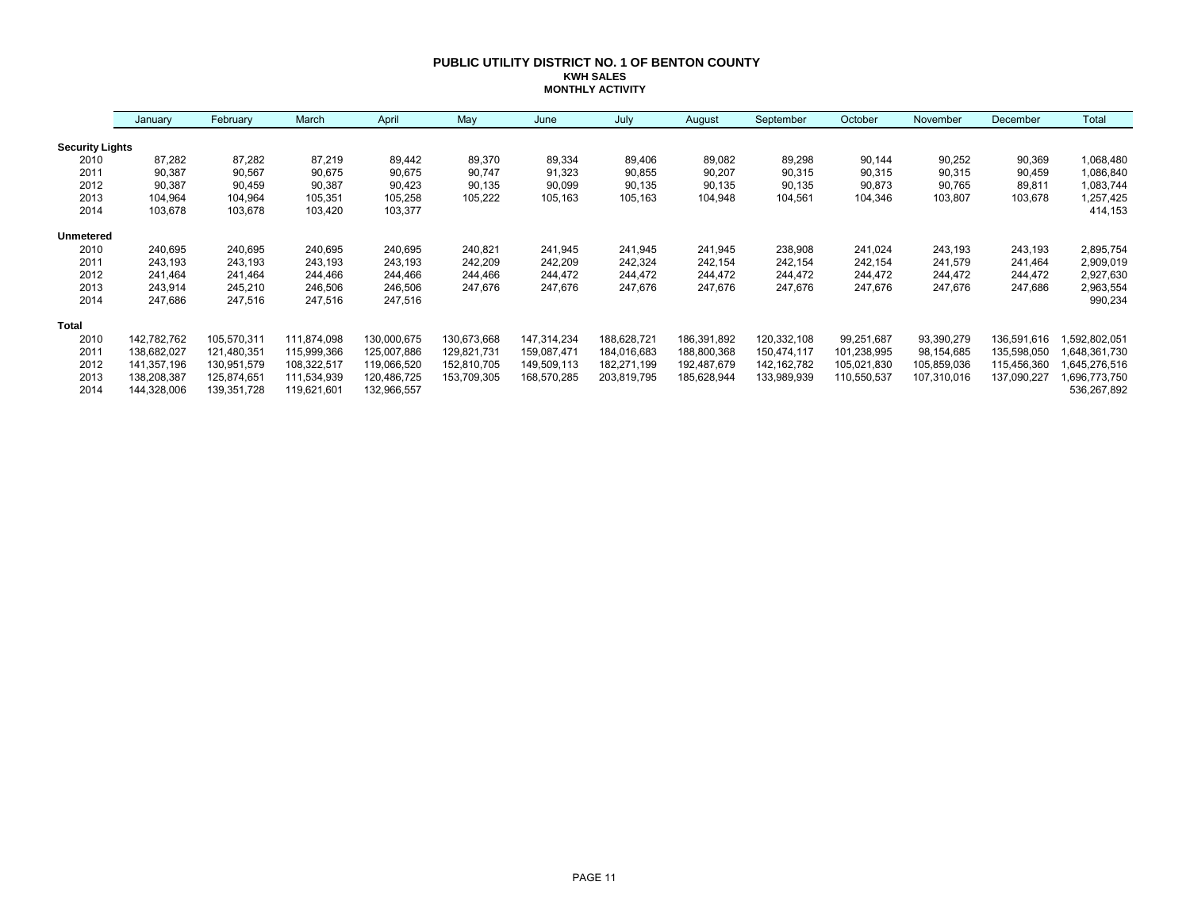# PUBLIC UTILITY DISTRICT NO. 1 OF BENTON COUNTY

## KWH SALES

## MONTHLY ACTIVITY

| | January | February | March | April | May | June | July | August | September | October | November | December | Total |
|---|---|---|---|---|---|---|---|---|---|---|---|---|---|
| **Security Lights** | | | | | | | | | | | | | |
| 2010 | 87,282 | 87,282 | 87,219 | 89,442 | 89,370 | 89,334 | 89,406 | 89,082 | 89,298 | 90,144 | 90,252 | 90,369 | 1,068,480 |
| 2011 | 90,387 | 90,567 | 90,675 | 90,675 | 90,747 | 91,323 | 90,855 | 90,207 | 90,315 | 90,315 | 90,315 | 90,459 | 1,086,840 |
| 2012 | 90,387 | 90,459 | 90,387 | 90,423 | 90,135 | 90,099 | 90,135 | 90,135 | 90,135 | 90,873 | 90,765 | 89,811 | 1,083,744 |
| 2013 | 104,964 | 104,964 | 105,351 | 105,258 | 105,222 | 105,163 | 105,163 | 104,948 | 104,561 | 104,346 | 103,807 | 103,678 | 1,257,425 |
| 2014 | 103,678 | 103,678 | 103,420 | 103,377 | | | | | | | | | 414,153 |
| **Unmetered** | | | | | | | | | | | | | |
| 2010 | 240,695 | 240,695 | 240,695 | 240,695 | 240,821 | 241,945 | 241,945 | 241,945 | 238,908 | 241,024 | 243,193 | 243,193 | 2,895,754 |
| 2011 | 243,193 | 243,193 | 243,193 | 243,193 | 242,209 | 242,209 | 242,324 | 242,154 | 242,154 | 242,154 | 241,579 | 241,464 | 2,909,019 |
| 2012 | 241,464 | 241,464 | 244,466 | 244,466 | 244,466 | 244,472 | 244,472 | 244,472 | 244,472 | 244,472 | 244,472 | 244,472 | 2,927,630 |
| 2013 | 243,914 | 245,210 | 246,506 | 246,506 | 247,676 | 247,676 | 247,676 | 247,676 | 247,676 | 247,676 | 247,676 | 247,686 | 2,963,554 |
| 2014 | 247,686 | 247,516 | 247,516 | 247,516 | | | | | | | | | 990,234 |
| **Total** | | | | | | | | | | | | | |
| 2010 | 142,782,762 | 105,570,311 | 111,874,098 | 130,000,675 | 130,673,668 | 147,314,234 | 188,628,721 | 186,391,892 | 120,332,108 | 99,251,687 | 93,390,279 | 136,591,616 | 1,592,802,051 |
| 2011 | 138,682,027 | 121,480,351 | 115,999,366 | 125,007,886 | 129,821,731 | 159,087,471 | 184,016,683 | 188,800,368 | 150,474,117 | 101,238,995 | 98,154,685 | 135,598,050 | 1,648,361,730 |
| 2012 | 141,357,196 | 130,951,579 | 108,322,517 | 119,066,520 | 152,810,705 | 149,509,113 | 182,271,199 | 192,487,679 | 142,162,782 | 105,021,830 | 105,859,036 | 115,456,360 | 1,645,276,516 |
| 2013 | 138,208,387 | 125,874,651 | 111,534,939 | 120,486,725 | 153,709,305 | 168,570,285 | 203,819,795 | 185,628,944 | 133,989,939 | 110,550,537 | 107,310,016 | 137,090,227 | 1,696,773,750 |
| 2014 | 144,328,006 | 139,351,728 | 119,621,601 | 132,966,557 | | | | | | | | | 536,267,892 |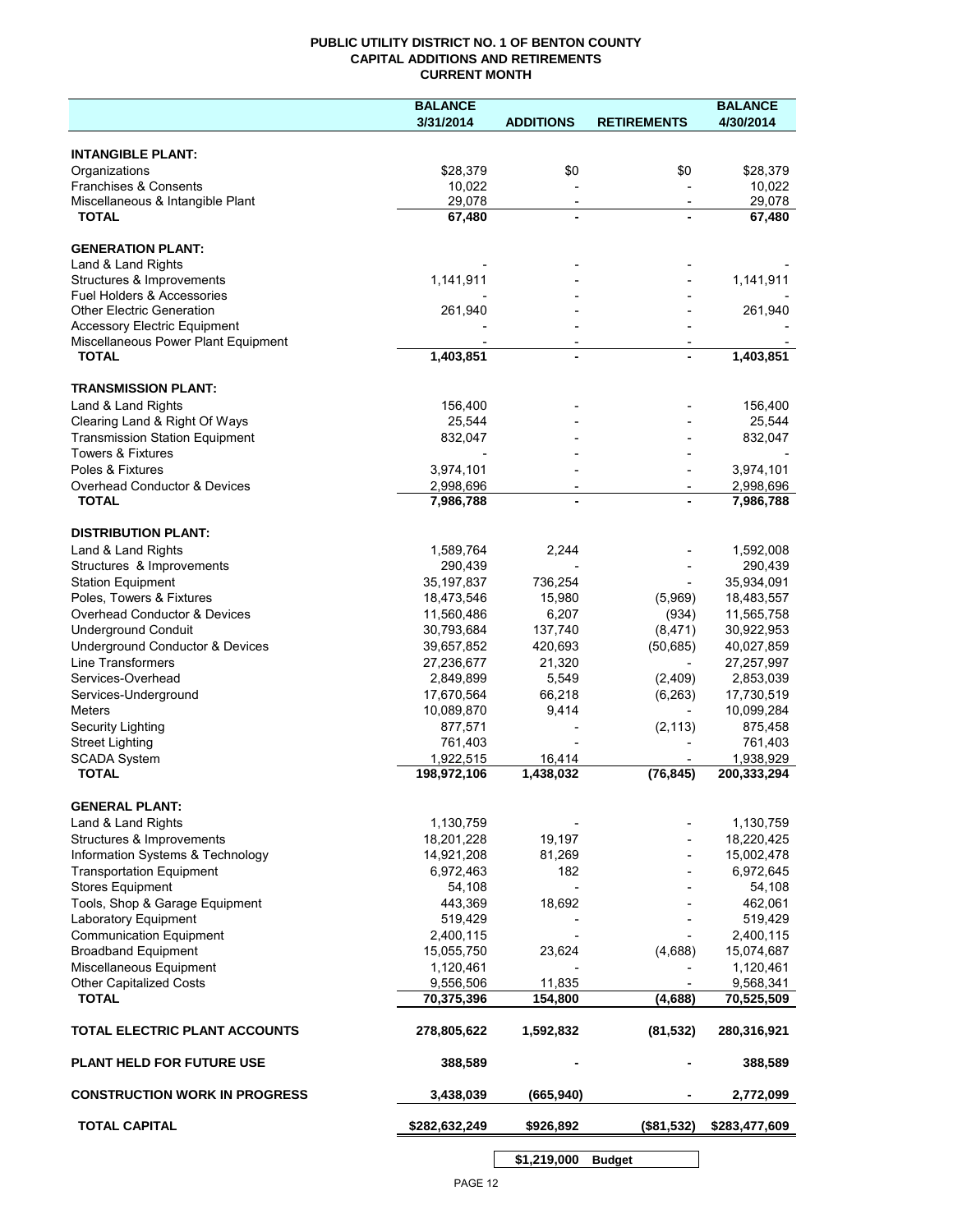**PUBLIC UTILITY DISTRICT NO. 1 OF BENTON COUNTY**
**CAPITAL ADDITIONS AND RETIREMENTS**
**CURRENT MONTH**

| | BALANCE 3/31/2014 | ADDITIONS | RETIREMENTS | BALANCE 4/30/2014 |
|---|---|---|---|---|
| **INTANGIBLE PLANT:** | | | | |
| Organizations | $28,379 | $0 | $0 | $28,379 |
| Franchises & Consents | 10,022 | - | - | 10,022 |
| Miscellaneous & Intangible Plant | 29,078 | - | - | 29,078 |
| **TOTAL** | **67,480** | **-** | **-** | **67,480** |
| **GENERATION PLANT:** | | | | |
| Land & Land Rights | - | - | - | - |
| Structures & Improvements | 1,141,911 | - | - | 1,141,911 |
| Fuel Holders & Accessories | - | - | - | - |
| Other Electric Generation | 261,940 | - | - | 261,940 |
| Accessory Electric Equipment | - | - | - | - |
| Miscellaneous Power Plant Equipment | - | - | - | - |
| **TOTAL** | **1,403,851** | **-** | **-** | **1,403,851** |
| **TRANSMISSION PLANT:** | | | | |
| Land & Land Rights | 156,400 | - | - | 156,400 |
| Clearing Land & Right Of Ways | 25,544 | - | - | 25,544 |
| Transmission Station Equipment | 832,047 | - | - | 832,047 |
| Towers & Fixtures | - | - | - | - |
| Poles & Fixtures | 3,974,101 | - | - | 3,974,101 |
| Overhead Conductor & Devices | 2,998,696 | - | - | 2,998,696 |
| **TOTAL** | **7,986,788** | **-** | **-** | **7,986,788** |
| **DISTRIBUTION PLANT:** | | | | |
| Land & Land Rights | 1,589,764 | 2,244 | - | 1,592,008 |
| Structures & Improvements | 290,439 | - | - | 290,439 |
| Station Equipment | 35,197,837 | 736,254 | - | 35,934,091 |
| Poles, Towers & Fixtures | 18,473,546 | 15,980 | (5,969) | 18,483,557 |
| Overhead Conductor & Devices | 11,560,486 | 6,207 | (934) | 11,565,758 |
| Underground Conduit | 30,793,684 | 137,740 | (8,471) | 30,922,953 |
| Underground Conductor & Devices | 39,657,852 | 420,693 | (50,685) | 40,027,859 |
| Line Transformers | 27,236,677 | 21,320 | - | 27,257,997 |
| Services-Overhead | 2,849,899 | 5,549 | (2,409) | 2,853,039 |
| Services-Underground | 17,670,564 | 66,218 | (6,263) | 17,730,519 |
| Meters | 10,089,870 | 9,414 | - | 10,099,284 |
| Security Lighting | 877,571 | - | (2,113) | 875,458 |
| Street Lighting | 761,403 | - | - | 761,403 |
| SCADA System | 1,922,515 | 16,414 | - | 1,938,929 |
| **TOTAL** | **198,972,106** | **1,438,032** | **(76,845)** | **200,333,294** |
| **GENERAL PLANT:** | | | | |
| Land & Land Rights | 1,130,759 | - | - | 1,130,759 |
| Structures & Improvements | 18,201,228 | 19,197 | - | 18,220,425 |
| Information Systems & Technology | 14,921,208 | 81,269 | - | 15,002,478 |
| Transportation Equipment | 6,972,463 | 182 | - | 6,972,645 |
| Stores Equipment | 54,108 | - | - | 54,108 |
| Tools, Shop & Garage Equipment | 443,369 | 18,692 | - | 462,061 |
| Laboratory Equipment | 519,429 | - | - | 519,429 |
| Communication Equipment | 2,400,115 | - | - | 2,400,115 |
| Broadband Equipment | 15,055,750 | 23,624 | (4,688) | 15,074,687 |
| Miscellaneous Equipment | 1,120,461 | - | - | 1,120,461 |
| Other Capitalized Costs | 9,556,506 | 11,835 | - | 9,568,341 |
| **TOTAL** | **70,375,396** | **154,800** | **(4,688)** | **70,525,509** |
| **TOTAL ELECTRIC PLANT ACCOUNTS** | **278,805,622** | **1,592,832** | **(81,532)** | **280,316,921** |
| **PLANT HELD FOR FUTURE USE** | **388,589** | **-** | **-** | **388,589** |
| **CONSTRUCTION WORK IN PROGRESS** | **3,438,039** | **(665,940)** | **-** | **2,772,099** |
| **TOTAL CAPITAL** | **$282,632,249** | **$926,892** | **($81,532)** | **$283,477,609** |
| | | **$1,219,000** | **Budget** | |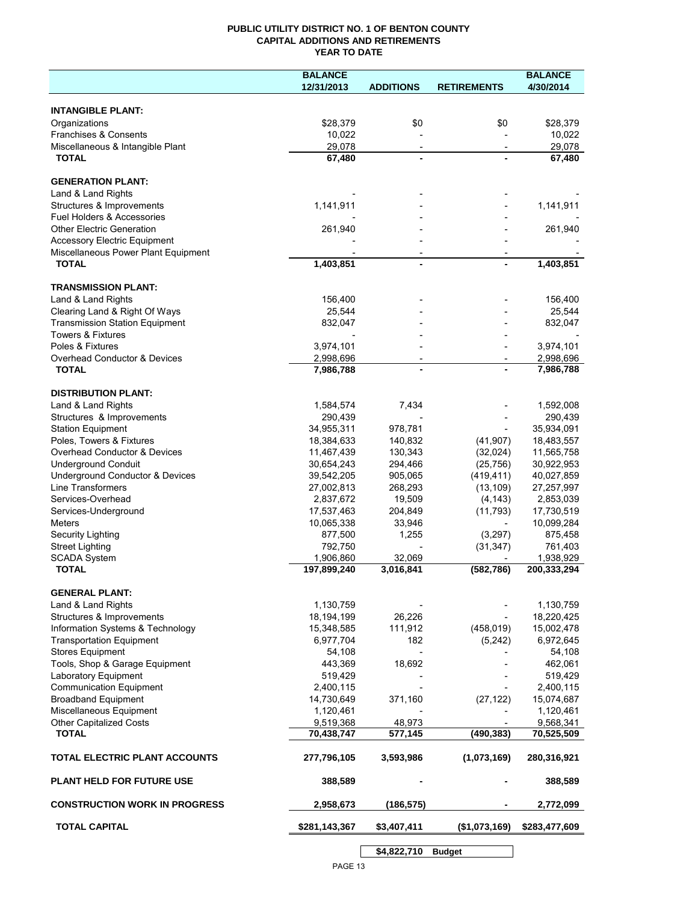# PUBLIC UTILITY DISTRICT NO. 1 OF BENTON COUNTY
## CAPITAL ADDITIONS AND RETIREMENTS
### YEAR TO DATE

| | BALANCE 12/31/2013 | ADDITIONS | RETIREMENTS | BALANCE 4/30/2014 |
|---|---|---|---|---|
| **INTANGIBLE PLANT:** | | | | |
| Organizations | $28,379 | $0 | $0 | $28,379 |
| Franchises & Consents | 10,022 | - | - | 10,022 |
| Miscellaneous & Intangible Plant | 29,078 | - | - | 29,078 |
| **TOTAL** | **67,480** | **-** | **-** | **67,480** |
| **GENERATION PLANT:** | | | | |
| Land & Land Rights | - | - | - | - |
| Structures & Improvements | 1,141,911 | - | - | 1,141,911 |
| Fuel Holders & Accessories | - | - | - | - |
| Other Electric Generation | 261,940 | - | - | 261,940 |
| Accessory Electric Equipment | - | - | - | - |
| Miscellaneous Power Plant Equipment | - | - | - | - |
| **TOTAL** | **1,403,851** | **-** | **-** | **1,403,851** |
| **TRANSMISSION PLANT:** | | | | |
| Land & Land Rights | 156,400 | - | - | 156,400 |
| Clearing Land & Right Of Ways | 25,544 | - | - | 25,544 |
| Transmission Station Equipment | 832,047 | - | - | 832,047 |
| Towers & Fixtures | - | - | - | - |
| Poles & Fixtures | 3,974,101 | - | - | 3,974,101 |
| Overhead Conductor & Devices | 2,998,696 | - | - | 2,998,696 |
| **TOTAL** | **7,986,788** | **-** | **-** | **7,986,788** |
| **DISTRIBUTION PLANT:** | | | | |
| Land & Land Rights | 1,584,574 | 7,434 | - | 1,592,008 |
| Structures & Improvements | 290,439 | - | - | 290,439 |
| Station Equipment | 34,955,311 | 978,781 | - | 35,934,091 |
| Poles, Towers & Fixtures | 18,384,633 | 140,832 | (41,907) | 18,483,557 |
| Overhead Conductor & Devices | 11,467,439 | 130,343 | (32,024) | 11,565,758 |
| Underground Conduit | 30,654,243 | 294,466 | (25,756) | 30,922,953 |
| Underground Conductor & Devices | 39,542,205 | 905,065 | (419,411) | 40,027,859 |
| Line Transformers | 27,002,813 | 268,293 | (13,109) | 27,257,997 |
| Services-Overhead | 2,837,672 | 19,509 | (4,143) | 2,853,039 |
| Services-Underground | 17,537,463 | 204,849 | (11,793) | 17,730,519 |
| Meters | 10,065,338 | 33,946 | - | 10,099,284 |
| Security Lighting | 877,500 | 1,255 | (3,297) | 875,458 |
| Street Lighting | 792,750 | - | (31,347) | 761,403 |
| SCADA System | 1,906,860 | 32,069 | - | 1,938,929 |
| **TOTAL** | **197,899,240** | **3,016,841** | **(582,786)** | **200,333,294** |
| **GENERAL PLANT:** | | | | |
| Land & Land Rights | 1,130,759 | - | - | 1,130,759 |
| Structures & Improvements | 18,194,199 | 26,226 | - | 18,220,425 |
| Information Systems & Technology | 15,348,585 | 111,912 | (458,019) | 15,002,478 |
| Transportation Equipment | 6,977,704 | 182 | (5,242) | 6,972,645 |
| Stores Equipment | 54,108 | - | - | 54,108 |
| Tools, Shop & Garage Equipment | 443,369 | 18,692 | - | 462,061 |
| Laboratory Equipment | 519,429 | - | - | 519,429 |
| Communication Equipment | 2,400,115 | - | - | 2,400,115 |
| Broadband Equipment | 14,730,649 | 371,160 | (27,122) | 15,074,687 |
| Miscellaneous Equipment | 1,120,461 | - | - | 1,120,461 |
| Other Capitalized Costs | 9,519,368 | 48,973 | - | 9,568,341 |
| **TOTAL** | **70,438,747** | **577,145** | **(490,383)** | **70,525,509** |
| **TOTAL ELECTRIC PLANT ACCOUNTS** | **277,796,105** | **3,593,986** | **(1,073,169)** | **280,316,921** |
| **PLANT HELD FOR FUTURE USE** | **388,589** | **-** | **-** | **388,589** |
| **CONSTRUCTION WORK IN PROGRESS** | **2,958,673** | **(186,575)** | **-** | **2,772,099** |
| **TOTAL CAPITAL** | **$281,143,367** | **$3,407,411** | **($1,073,169)** | **$283,477,609** |

| | | | | |
|---|---|---|---|---|
| | | **$4,822,710** | **Budget** | |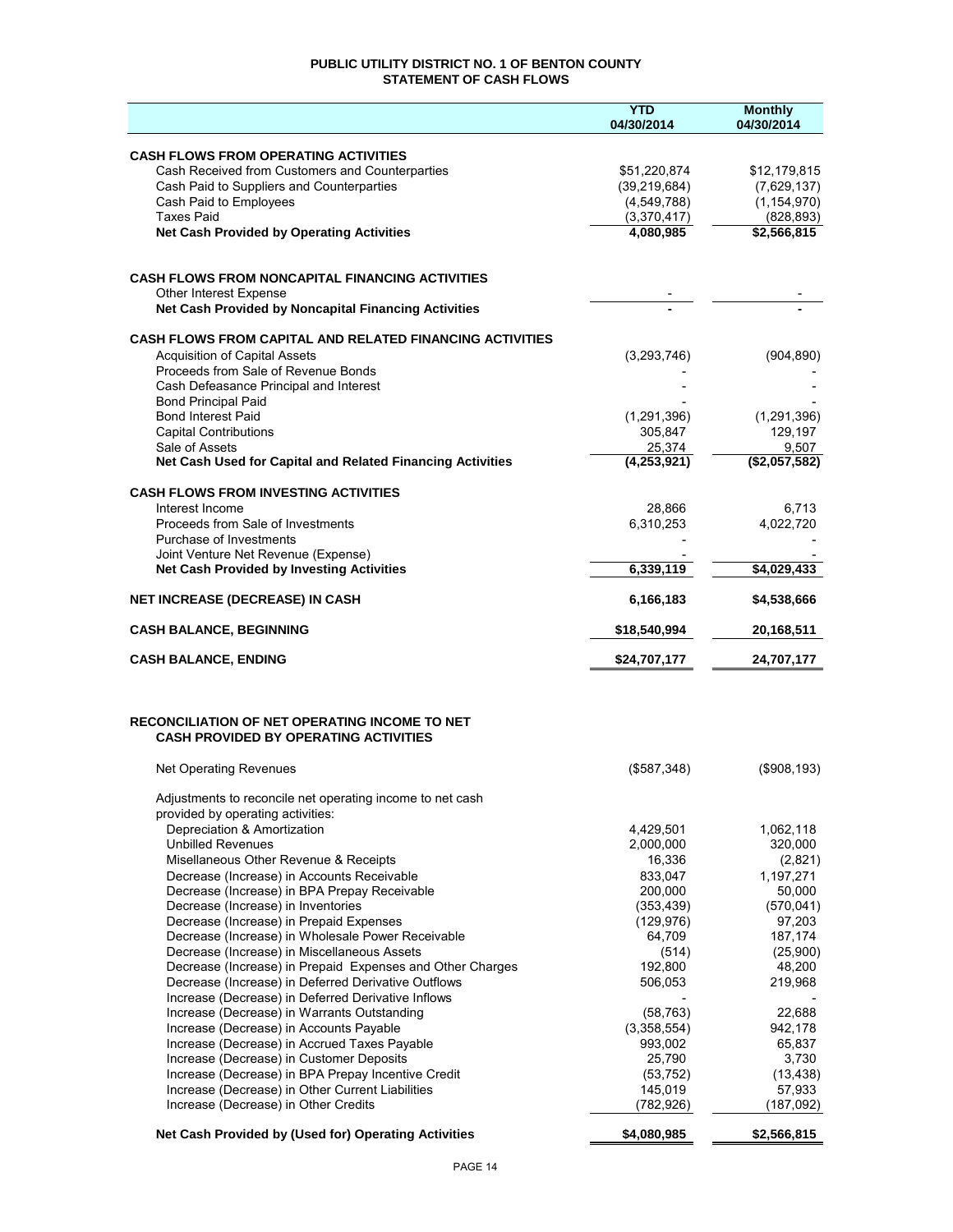# PUBLIC UTILITY DISTRICT NO. 1 OF BENTON COUNTY
## STATEMENT OF CASH FLOWS

| | YTD 04/30/2014 | Monthly 04/30/2014 |
|---|---|---|
| **CASH FLOWS FROM OPERATING ACTIVITIES** | | |
| Cash Received from Customers and Counterparties | $51,220,874 | $12,179,815 |
| Cash Paid to Suppliers and Counterparties | (39,219,684) | (7,629,137) |
| Cash Paid to Employees | (4,549,788) | (1,154,970) |
| Taxes Paid | (3,370,417) | (828,893) |
| **Net Cash Provided by Operating Activities** | 4,080,985 | $2,566,815 |
| | | |
| **CASH FLOWS FROM NONCAPITAL FINANCING ACTIVITIES** | | |
| Other Interest Expense | - | - |
| **Net Cash Provided by Noncapital Financing Activities** | - | - |
| | | |
| **CASH FLOWS FROM CAPITAL AND RELATED FINANCING ACTIVITIES** | | |
| Acquisition of Capital Assets | (3,293,746) | (904,890) |
| Proceeds from Sale of Revenue Bonds | - | - |
| Cash Defeasance Principal and Interest | - | - |
| Bond Principal Paid | - | - |
| Bond Interest Paid | (1,291,396) | (1,291,396) |
| Capital Contributions | 305,847 | 129,197 |
| Sale of Assets | 25,374 | 9,507 |
| **Net Cash Used for Capital and Related Financing Activities** | (4,253,921) | ($2,057,582) |
| | | |
| **CASH FLOWS FROM INVESTING ACTIVITIES** | | |
| Interest Income | 28,866 | 6,713 |
| Proceeds from Sale of Investments | 6,310,253 | 4,022,720 |
| Purchase of Investments | - | - |
| Joint Venture Net Revenue (Expense) | - | - |
| **Net Cash Provided by Investing Activities** | 6,339,119 | $4,029,433 |
| | | |
| **NET INCREASE (DECREASE) IN CASH** | 6,166,183 | $4,538,666 |
| | | |
| **CASH BALANCE, BEGINNING** | $18,540,994 | 20,168,511 |
| | | |
| **CASH BALANCE, ENDING** | $24,707,177 | 24,707,177 |

## RECONCILIATION OF NET OPERATING INCOME TO NET CASH PROVIDED BY OPERATING ACTIVITIES

| | YTD 04/30/2014 | Monthly 04/30/2014 |
|---|---|---|
| Net Operating Revenues | ($587,348) | ($908,193) |
| | | |
| Adjustments to reconcile net operating income to net cash provided by operating activities: | | |
| Depreciation & Amortization | 4,429,501 | 1,062,118 |
| Unbilled Revenues | 2,000,000 | 320,000 |
| Misellaneous Other Revenue & Receipts | 16,336 | (2,821) |
| Decrease (Increase) in Accounts Receivable | 833,047 | 1,197,271 |
| Decrease (Increase) in BPA Prepay Receivable | 200,000 | 50,000 |
| Decrease (Increase) in Inventories | (353,439) | (570,041) |
| Decrease (Increase) in Prepaid Expenses | (129,976) | 97,203 |
| Decrease (Increase) in Wholesale Power Receivable | 64,709 | 187,174 |
| Decrease (Increase) in Miscellaneous Assets | (514) | (25,900) |
| Decrease (Increase) in Prepaid Expenses and Other Charges | 192,800 | 48,200 |
| Decrease (Increase) in Deferred Derivative Outflows | 506,053 | 219,968 |
| Increase (Decrease) in Deferred Derivative Inflows | - | - |
| Increase (Decrease) in Warrants Outstanding | (58,763) | 22,688 |
| Increase (Decrease) in Accounts Payable | (3,358,554) | 942,178 |
| Increase (Decrease) in Accrued Taxes Payable | 993,002 | 65,837 |
| Increase (Decrease) in Customer Deposits | 25,790 | 3,730 |
| Increase (Decrease) in BPA Prepay Incentive Credit | (53,752) | (13,438) |
| Increase (Decrease) in Other Current Liabilities | 145,019 | 57,933 |
| Increase (Decrease) in Other Credits | (782,926) | (187,092) |
| **Net Cash Provided by (Used for) Operating Activities** | $4,080,985 | $2,566,815 |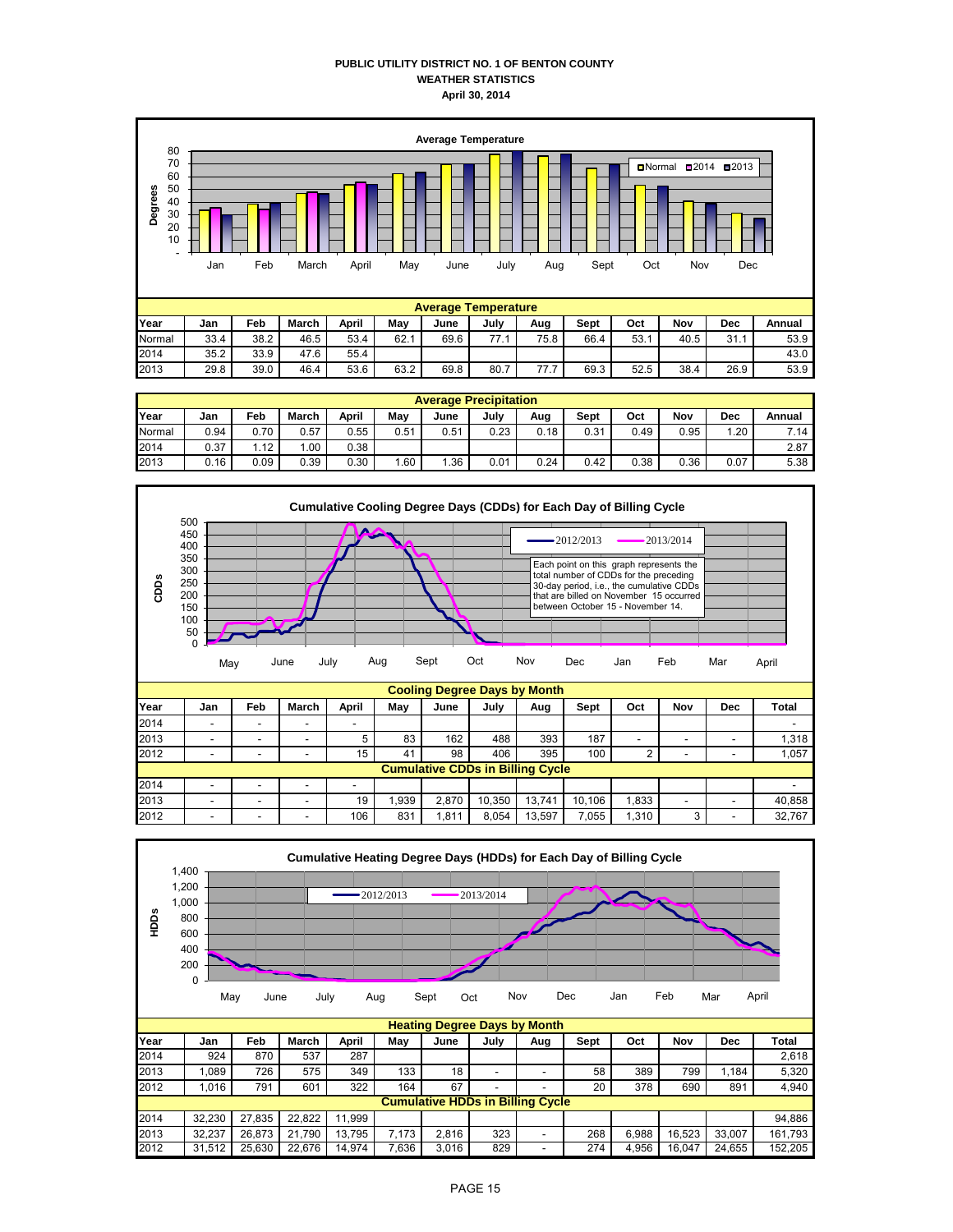# PUBLIC UTILITY DISTRICT NO. 1 OF BENTON COUNTY
## WEATHER STATISTICS
### April 30, 2014

**Average Temperature**

| Year | Jan | Feb | March | April | May | June | July | Aug | Sept | Oct | Nov | Dec | Annual |
|---|---|---|---|---|---|---|---|---|---|---|---|---|---|
| Normal | 33.4 | 38.2 | 46.5 | 53.4 | 62.1 | 69.6 | 77.1 | 75.8 | 66.4 | 53.1 | 40.5 | 31.1 | 53.9 |
| 2014 | 35.2 | 33.9 | 47.6 | 55.4 | | | | | | | | | 43.0 |
| 2013 | 29.8 | 39.0 | 46.4 | 53.6 | 63.2 | 69.8 | 80.7 | 77.7 | 69.3 | 52.5 | 38.4 | 26.9 | 53.9 |

**Average Precipitation**

| Year | Jan | Feb | March | April | May | June | July | Aug | Sept | Oct | Nov | Dec | Annual |
|---|---|---|---|---|---|---|---|---|---|---|---|---|---|
| Normal | 0.94 | 0.70 | 0.57 | 0.55 | 0.51 | 0.51 | 0.23 | 0.18 | 0.31 | 0.49 | 0.95 | 1.20 | 7.14 |
| 2014 | 0.37 | 1.12 | 1.00 | 0.38 | | | | | | | | | 2.87 |
| 2013 | 0.16 | 0.09 | 0.39 | 0.30 | 1.60 | 1.36 | 0.01 | 0.24 | 0.42 | 0.38 | 0.36 | 0.07 | 5.38 |

**Cumulative Cooling Degree Days (CDDs) for Each Day of Billing Cycle**

Each point on this graph represents the total number of CDDs for the preceding 30-day period, i.e., the cumulative CDDs that are billed on November 15 occurred between October 15 - November 14.

**Cooling Degree Days by Month**

| Year | Jan | Feb | March | April | May | June | July | Aug | Sept | Oct | Nov | Dec | Total |
|---|---|---|---|---|---|---|---|---|---|---|---|---|---|
| 2014 | - | - | - | - | | | | | | | | | - |
| 2013 | - | - | - | 5 | 83 | 162 | 488 | 393 | 187 | - | - | - | 1,318 |
| 2012 | - | - | - | 15 | 41 | 98 | 406 | 395 | 100 | 2 | - | - | 1,057 |
| **Cumulative CDDs in Billing Cycle** | | | | | | | | | | | | | |
| 2014 | - | - | - | - | | | | | | | | | - |
| 2013 | - | - | - | 19 | 1,939 | 2,870 | 10,350 | 13,741 | 10,106 | 1,833 | - | - | 40,858 |
| 2012 | - | - | - | 106 | 831 | 1,811 | 8,054 | 13,597 | 7,055 | 1,310 | 3 | - | 32,767 |

**Cumulative Heating Degree Days (HDDs) for Each Day of Billing Cycle**

**Heating Degree Days by Month**

| Year | Jan | Feb | March | April | May | June | July | Aug | Sept | Oct | Nov | Dec | Total |
|---|---|---|---|---|---|---|---|---|---|---|---|---|---|
| 2014 | 924 | 870 | 537 | 287 | | | | | | | | | 2,618 |
| 2013 | 1,089 | 726 | 575 | 349 | 133 | 18 | - | - | 58 | 389 | 799 | 1,184 | 5,320 |
| 2012 | 1,016 | 791 | 601 | 322 | 164 | 67 | - | - | 20 | 378 | 690 | 891 | 4,940 |
| **Cumulative HDDs in Billing Cycle** | | | | | | | | | | | | | |
| 2014 | 32,230 | 27,835 | 22,822 | 11,999 | | | | | | | | | 94,886 |
| 2013 | 32,237 | 26,873 | 21,790 | 13,795 | 7,173 | 2,816 | 323 | - | 268 | 6,988 | 16,523 | 33,007 | 161,793 |
| 2012 | 31,512 | 25,630 | 22,676 | 14,974 | 7,636 | 3,016 | 829 | - | 274 | 4,956 | 16,047 | 24,655 | 152,205 |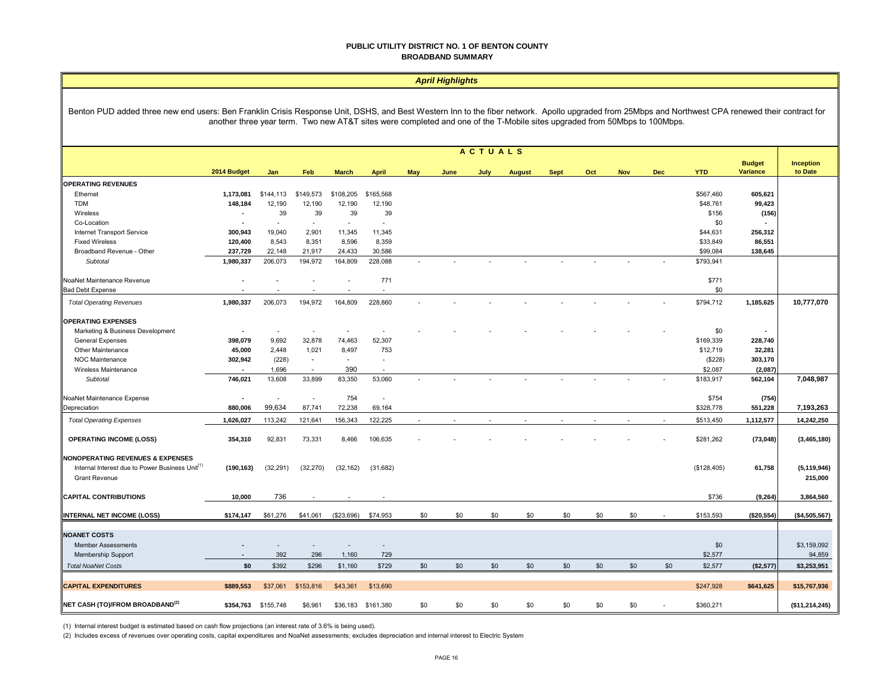# PUBLIC UTILITY DISTRICT NO. 1 OF BENTON COUNTY
## BROADBAND SUMMARY

### *April Highlights*

Benton PUD added three new end users: Ben Franklin Crisis Response Unit, DSHS, and Best Western Inn to the fiber network. Apollo upgraded from 25Mbps and Northwest CPA renewed their contract for another three year term. Two new AT&T sites were completed and one of the T-Mobile sites upgraded from 50Mbps to 100Mbps.

| | 2014 Budget | Jan | Feb | March | April | May | June | July | August | Sept | Oct | Nov | Dec | YTD | Budget Variance | Inception to Date |
|---|---|---|---|---|---|---|---|---|---|---|---|---|---|---|---|---|
| | | ACTUALS | | | | | | | | | | | | | | |
| **OPERATING REVENUES** | | | | | | | | | | | | | | | | |
| Ethernet | **1,173,081** | $144,113 | $149,573 | $108,205 | $165,568 | | | | | | | | | $567,460 | **605,621** | |
| TDM | **148,184** | 12,190 | 12,190 | 12,190 | 12,190 | | | | | | | | | $48,761 | **99,423** | |
| Wireless | **-** | 39 | 39 | 39 | 39 | | | | | | | | | $156 | **(156)** | |
| Co-Location | **-** | - | - | - | - | | | | | | | | | $0 | **-** | |
| Internet Transport Service | **300,943** | 19,040 | 2,901 | 11,345 | 11,345 | | | | | | | | | $44,631 | **256,312** | |
| Fixed Wireless | **120,400** | 8,543 | 8,351 | 8,596 | 8,359 | | | | | | | | | $33,849 | **86,551** | |
| Broadband Revenue - Other | **237,729** | 22,148 | 21,917 | 24,433 | 30,586 | | | | | | | | | $99,084 | **138,645** | |
| *Subtotal* | **1,980,337** | 206,073 | 194,972 | 164,809 | 228,088 | - | - | - | - | - | - | - | - | $793,941 | | |
| NoaNet Maintenance Revenue | **-** | - | - | - | 771 | | | | | | | | | $771 | | |
| Bad Debt Expense | **-** | - | - | - | - | | | | | | | | | $0 | | |
| *Total Operating Revenues* | **1,980,337** | 206,073 | 194,972 | 164,809 | 228,860 | - | - | - | - | - | - | - | - | $794,712 | **1,185,625** | **10,777,070** |
| **OPERATING EXPENSES** | | | | | | | | | | | | | | | | |
| Marketing & Business Development | **-** | - | - | - | - | - | - | - | - | - | - | - | - | $0 | **-** | |
| General Expenses | **398,079** | 9,692 | 32,878 | 74,463 | 52,307 | | | | | | | | | $169,339 | **228,740** | |
| Other Maintenance | **45,000** | 2,448 | 1,021 | 8,497 | 753 | | | | | | | | | $12,719 | **32,281** | |
| NOC Maintenance | **302,942** | (228) | - | - | - | | | | | | | | | ($228) | **303,170** | |
| Wireless Maintenance | **-** | 1,696 | - | 390 | - | | | | | | | | | $2,087 | **(2,087)** | |
| *Subtotal* | **746,021** | 13,608 | 33,899 | 83,350 | 53,060 | - | - | - | - | - | - | - | - | $183,917 | **562,104** | **7,048,987** |
| NoaNet Maintenance Expense | **-** | - | - | 754 | - | | | | | | | | | $754 | **(754)** | |
| Depreciation | **880,006** | 99,634 | 87,741 | 72,238 | 69,164 | | | | | | | | | $328,778 | **551,228** | **7,193,263** |
| *Total Operating Expenses* | **1,626,027** | 113,242 | 121,641 | 156,343 | 122,225 | - | - | - | - | - | - | - | - | $513,450 | **1,112,577** | **14,242,250** |
| **OPERATING INCOME (LOSS)** | **354,310** | 92,831 | 73,331 | 8,466 | 106,635 | - | - | - | - | - | - | - | - | $281,262 | **(73,048)** | **(3,465,180)** |
| **NONOPERATING REVENUES & EXPENSES** | | | | | | | | | | | | | | | | |
| Internal Interest due to Power Business Unit[1] | **(190,163)** | (32,291) | (32,270) | (32,162) | (31,682) | | | | | | | | | ($128,405) | **61,758** | **(5,119,946)** |
| Grant Revenue | | | | | | | | | | | | | | | | **215,000** |
| **CAPITAL CONTRIBUTIONS** | **10,000** | 736 | - | - | - | | | | | | | | | $736 | **(9,264)** | **3,864,560** |
| **INTERNAL NET INCOME (LOSS)** | **$174,147** | $61,276 | $41,061 | ($23,696) | $74,953 | $0 | $0 | $0 | $0 | $0 | $0 | $0 | - | $153,593 | **($20,554)** | **($4,505,567)** |
| **NOANET COSTS** | | | | | | | | | | | | | | | | |
| Member Assessments | **-** | - | - | - | - | | | | | | | | | $0 | | $3,159,092 |
| Membership Support | **-** | 392 | 296 | 1,160 | 729 | | | | | | | | | $2,577 | | 94,859 |
| *Total NoaNet Costs* | **$0** | $392 | $296 | $1,160 | $729 | $0 | $0 | $0 | $0 | $0 | $0 | $0 | $0 | $2,577 | **($2,577)** | **$3,253,951** |
| **CAPITAL EXPENDITURES** | **$889,553** | $37,061 | $153,816 | $43,361 | $13,690 | | | | | | | | | $247,928 | **$641,625** | **$15,767,936** |
| **NET CASH (TO)/FROM BROADBAND[2]** | **$354,763** | $155,748 | $6,961 | $36,183 | $161,380 | $0 | $0 | $0 | $0 | $0 | $0 | $0 | - | $360,271 | | **($11,214,245)** |

(1) Internal interest budget is estimated based on cash flow projections (an interest rate of 3.6% is being used).

(2) Includes excess of revenues over operating costs, capital expenditures and NoaNet assessments; excludes depreciation and internal interest to Electric System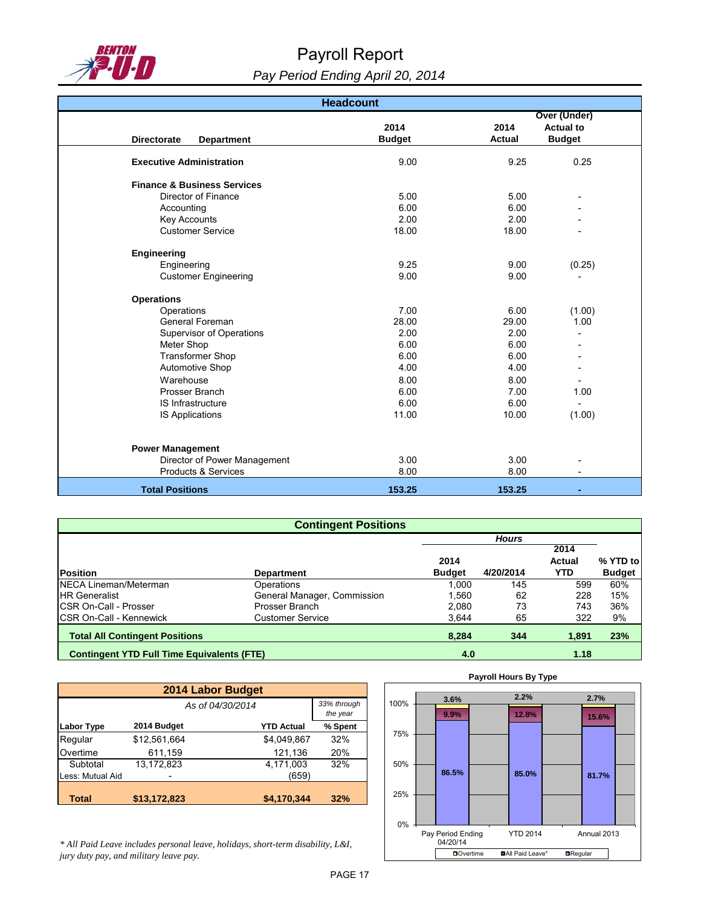# Payroll Report

*Pay Period Ending April 20, 2014*

## Headcount

| Directorate | Department | 2014 Budget | 2014 Actual | Over (Under) Actual to Budget |
|---|---|---|---|---|
| **Executive Administration** | | 9.00 | 9.25 | 0.25 |
| **Finance & Business Services** | | | | |
| | Director of Finance | 5.00 | 5.00 | - |
| | Accounting | 6.00 | 6.00 | - |
| | Key Accounts | 2.00 | 2.00 | - |
| | Customer Service | 18.00 | 18.00 | - |
| **Engineering** | | | | |
| | Engineering | 9.25 | 9.00 | (0.25) |
| | Customer Engineering | 9.00 | 9.00 | - |
| **Operations** | | | | |
| | Operations | 7.00 | 6.00 | (1.00) |
| | General Foreman | 28.00 | 29.00 | 1.00 |
| | Supervisor of Operations | 2.00 | 2.00 | - |
| | Meter Shop | 6.00 | 6.00 | - |
| | Transformer Shop | 6.00 | 6.00 | - |
| | Automotive Shop | 4.00 | 4.00 | - |
| | Warehouse | 8.00 | 8.00 | - |
| | Prosser Branch | 6.00 | 7.00 | 1.00 |
| | IS Infrastructure | 6.00 | 6.00 | - |
| | IS Applications | 11.00 | 10.00 | (1.00) |
| **Power Management** | | | | |
| | Director of Power Management | 3.00 | 3.00 | - |
| | Products & Services | 8.00 | 8.00 | - |
| **Total Positions** | | **153.25** | **153.25** | **-** |

## Contingent Positions

| Position | Department | Hours: 2014 Budget | Hours: 4/20/2014 | Hours: 2014 Actual YTD | % YTD to Budget |
|---|---|---|---|---|---|
| NECA Lineman/Meterman | Operations | 1,000 | 145 | 599 | 60% |
| HR Generalist | General Manager, Commission | 1,560 | 62 | 228 | 15% |
| CSR On-Call - Prosser | Prosser Branch | 2,080 | 73 | 743 | 36% |
| CSR On-Call - Kennewick | Customer Service | 3,644 | 65 | 322 | 9% |
| **Total All Contingent Positions** | | **8,284** | **344** | **1,891** | **23%** |
| **Contingent YTD Full Time Equivalents (FTE)** | | **4.0** | | **1.18** | |

## 2014 Labor Budget

*As of 04/30/2014* — *33% through the year*

| Labor Type | 2014 Budget | YTD Actual | % Spent |
|---|---|---|---|
| Regular | $12,561,664 | $4,049,867 | 32% |
| Overtime | 611,159 | 121,136 | 20% |
| Subtotal | 13,172,823 | 4,171,003 | 32% |
| Less: Mutual Aid | - | (659) | |
| **Total** | **$13,172,823** | **$4,170,344** | **32%** |

**Payroll Hours By Type**

100%
75%
50%
25%
0%

Pay Period Ending 04/20/14: 3.6%, 9.9%, 86.5%
YTD 2014: 2.2%, 12.8%, 85.0%
Annual 2013: 2.7%, 15.6%, 81.7%

Overtime | All Paid Leave* | Regular

*\* All Paid Leave includes personal leave, holidays, short-term disability, L&I, jury duty pay, and military leave pay.*